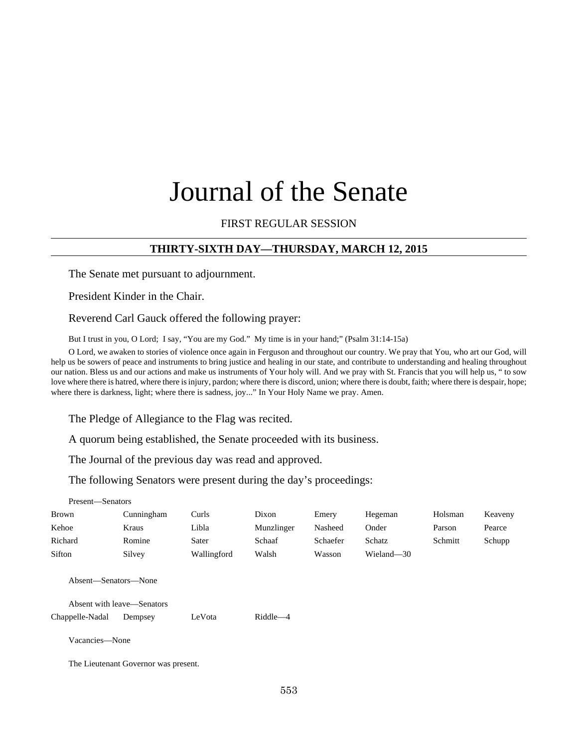# Journal of the Senate

FIRST REGULAR SESSION

## THIRTY-SIXTH DAY—THURSDAY, MARCH 12, 2015

The Senate met pursuant to adjournment.

President Kinder in the Chair.

Reverend Carl Gauck offered the following prayer:

But I trust in you, O Lord; I say, "You are my God." My time is in your hand;" (Psalm 31:14-15a)

O Lord, we awaken to stories of violence once again in Ferguson and throughout our country. We pray that You, who art our God, will help us be sowers of peace and instruments to bring justice and healing in our state, and contribute to understanding and healing throughout our nation. Bless us and our actions and make us instruments of Your holy will. And we pray with St. Francis that you will help us, " to sow love where there is hatred, where there is injury, pardon; where there is discord, union; where there is doubt, faith; where there is despair, hope; where there is darkness, light; where there is sadness, joy..." In Your Holy Name we pray. Amen.

The Pledge of Allegiance to the Flag was recited.

A quorum being established, the Senate proceeded with its business.

The Journal of the previous day was read and approved.

The following Senators were present during the day's proceedings:

Present—Senators

| | | | | | | | |
|---|---|---|---|---|---|---|---|
| Brown | Cunningham | Curls | Dixon | Emery | Hegeman | Holsman | Keaveny |
| Kehoe | Kraus | Libla | Munzlinger | Nasheed | Onder | Parson | Pearce |
| Richard | Romine | Sater | Schaaf | Schaefer | Schatz | Schmitt | Schupp |
| Sifton | Silvey | Wallingford | Walsh | Wasson | Wieland—30 | | |

Absent—Senators—None

Absent with leave—Senators

| | | | |
|---|---|---|---|
| Chappelle-Nadal | Dempsey | LeVota | Riddle—4 |

Vacancies—None

The Lieutenant Governor was present.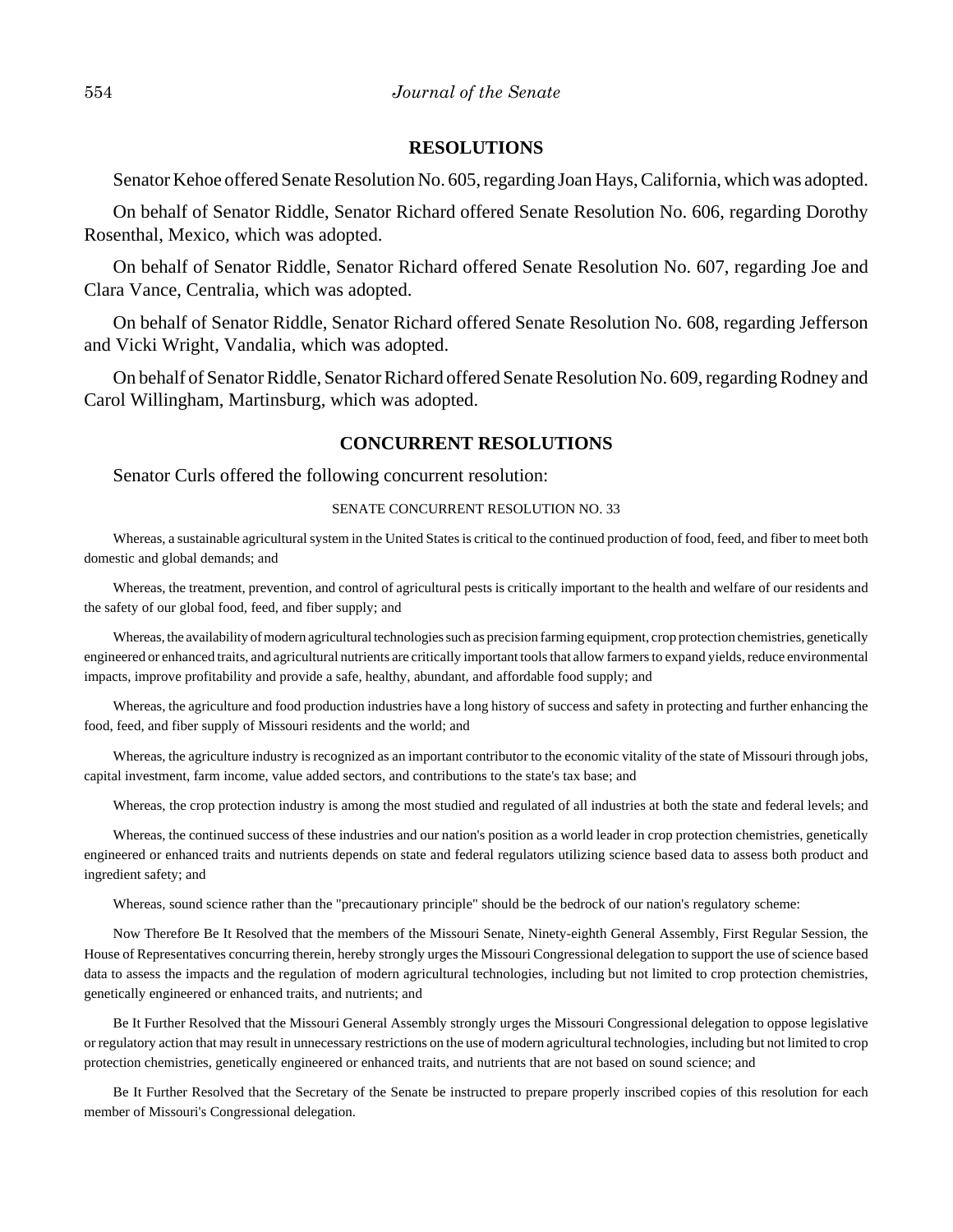## RESOLUTIONS

Senator Kehoe offered Senate Resolution No. 605, regarding Joan Hays, California, which was adopted.

On behalf of Senator Riddle, Senator Richard offered Senate Resolution No. 606, regarding Dorothy Rosenthal, Mexico, which was adopted.

On behalf of Senator Riddle, Senator Richard offered Senate Resolution No. 607, regarding Joe and Clara Vance, Centralia, which was adopted.

On behalf of Senator Riddle, Senator Richard offered Senate Resolution No. 608, regarding Jefferson and Vicki Wright, Vandalia, which was adopted.

On behalf of Senator Riddle, Senator Richard offered Senate Resolution No. 609, regarding Rodney and Carol Willingham, Martinsburg, which was adopted.

## CONCURRENT RESOLUTIONS

Senator Curls offered the following concurrent resolution:

SENATE CONCURRENT RESOLUTION NO. 33

Whereas, a sustainable agricultural system in the United States is critical to the continued production of food, feed, and fiber to meet both domestic and global demands; and

Whereas, the treatment, prevention, and control of agricultural pests is critically important to the health and welfare of our residents and the safety of our global food, feed, and fiber supply; and

Whereas, the availability of modern agricultural technologies such as precision farming equipment, crop protection chemistries, genetically engineered or enhanced traits, and agricultural nutrients are critically important tools that allow farmers to expand yields, reduce environmental impacts, improve profitability and provide a safe, healthy, abundant, and affordable food supply; and

Whereas, the agriculture and food production industries have a long history of success and safety in protecting and further enhancing the food, feed, and fiber supply of Missouri residents and the world; and

Whereas, the agriculture industry is recognized as an important contributor to the economic vitality of the state of Missouri through jobs, capital investment, farm income, value added sectors, and contributions to the state's tax base; and

Whereas, the crop protection industry is among the most studied and regulated of all industries at both the state and federal levels; and

Whereas, the continued success of these industries and our nation's position as a world leader in crop protection chemistries, genetically engineered or enhanced traits and nutrients depends on state and federal regulators utilizing science based data to assess both product and ingredient safety; and

Whereas, sound science rather than the "precautionary principle" should be the bedrock of our nation's regulatory scheme:

Now Therefore Be It Resolved that the members of the Missouri Senate, Ninety-eighth General Assembly, First Regular Session, the House of Representatives concurring therein, hereby strongly urges the Missouri Congressional delegation to support the use of science based data to assess the impacts and the regulation of modern agricultural technologies, including but not limited to crop protection chemistries, genetically engineered or enhanced traits, and nutrients; and

Be It Further Resolved that the Missouri General Assembly strongly urges the Missouri Congressional delegation to oppose legislative or regulatory action that may result in unnecessary restrictions on the use of modern agricultural technologies, including but not limited to crop protection chemistries, genetically engineered or enhanced traits, and nutrients that are not based on sound science; and

Be It Further Resolved that the Secretary of the Senate be instructed to prepare properly inscribed copies of this resolution for each member of Missouri's Congressional delegation.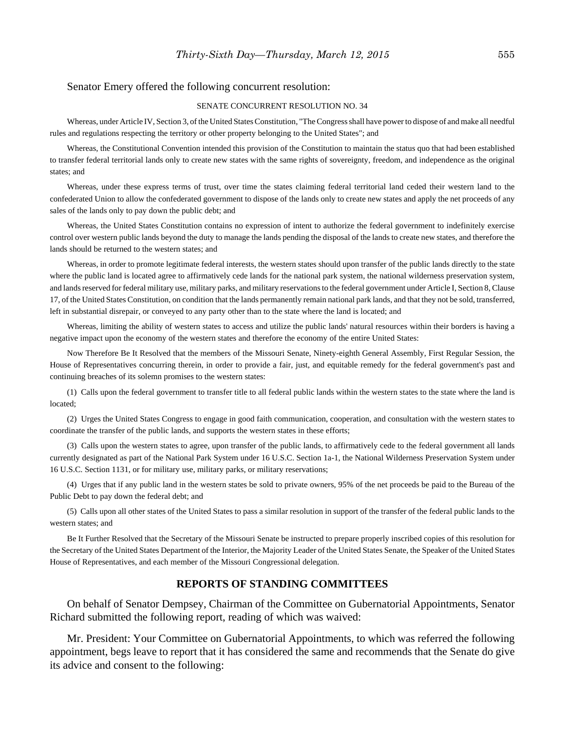Senator Emery offered the following concurrent resolution:

SENATE CONCURRENT RESOLUTION NO. 34

Whereas, under Article IV, Section 3, of the United States Constitution, "The Congress shall have power to dispose of and make all needful rules and regulations respecting the territory or other property belonging to the United States"; and

Whereas, the Constitutional Convention intended this provision of the Constitution to maintain the status quo that had been established to transfer federal territorial lands only to create new states with the same rights of sovereignty, freedom, and independence as the original states; and

Whereas, under these express terms of trust, over time the states claiming federal territorial land ceded their western land to the confederated Union to allow the confederated government to dispose of the lands only to create new states and apply the net proceeds of any sales of the lands only to pay down the public debt; and

Whereas, the United States Constitution contains no expression of intent to authorize the federal government to indefinitely exercise control over western public lands beyond the duty to manage the lands pending the disposal of the lands to create new states, and therefore the lands should be returned to the western states; and

Whereas, in order to promote legitimate federal interests, the western states should upon transfer of the public lands directly to the state where the public land is located agree to affirmatively cede lands for the national park system, the national wilderness preservation system, and lands reserved for federal military use, military parks, and military reservations to the federal government under Article I, Section 8, Clause 17, of the United States Constitution, on condition that the lands permanently remain national park lands, and that they not be sold, transferred, left in substantial disrepair, or conveyed to any party other than to the state where the land is located; and

Whereas, limiting the ability of western states to access and utilize the public lands' natural resources within their borders is having a negative impact upon the economy of the western states and therefore the economy of the entire United States:

Now Therefore Be It Resolved that the members of the Missouri Senate, Ninety-eighth General Assembly, First Regular Session, the House of Representatives concurring therein, in order to provide a fair, just, and equitable remedy for the federal government's past and continuing breaches of its solemn promises to the western states:

(1) Calls upon the federal government to transfer title to all federal public lands within the western states to the state where the land is located;

(2) Urges the United States Congress to engage in good faith communication, cooperation, and consultation with the western states to coordinate the transfer of the public lands, and supports the western states in these efforts;

(3) Calls upon the western states to agree, upon transfer of the public lands, to affirmatively cede to the federal government all lands currently designated as part of the National Park System under 16 U.S.C. Section 1a-1, the National Wilderness Preservation System under 16 U.S.C. Section 1131, or for military use, military parks, or military reservations;

(4) Urges that if any public land in the western states be sold to private owners, 95% of the net proceeds be paid to the Bureau of the Public Debt to pay down the federal debt; and

(5) Calls upon all other states of the United States to pass a similar resolution in support of the transfer of the federal public lands to the western states; and

Be It Further Resolved that the Secretary of the Missouri Senate be instructed to prepare properly inscribed copies of this resolution for the Secretary of the United States Department of the Interior, the Majority Leader of the United States Senate, the Speaker of the United States House of Representatives, and each member of the Missouri Congressional delegation.

## REPORTS OF STANDING COMMITTEES

On behalf of Senator Dempsey, Chairman of the Committee on Gubernatorial Appointments, Senator Richard submitted the following report, reading of which was waived:

Mr. President: Your Committee on Gubernatorial Appointments, to which was referred the following appointment, begs leave to report that it has considered the same and recommends that the Senate do give its advice and consent to the following: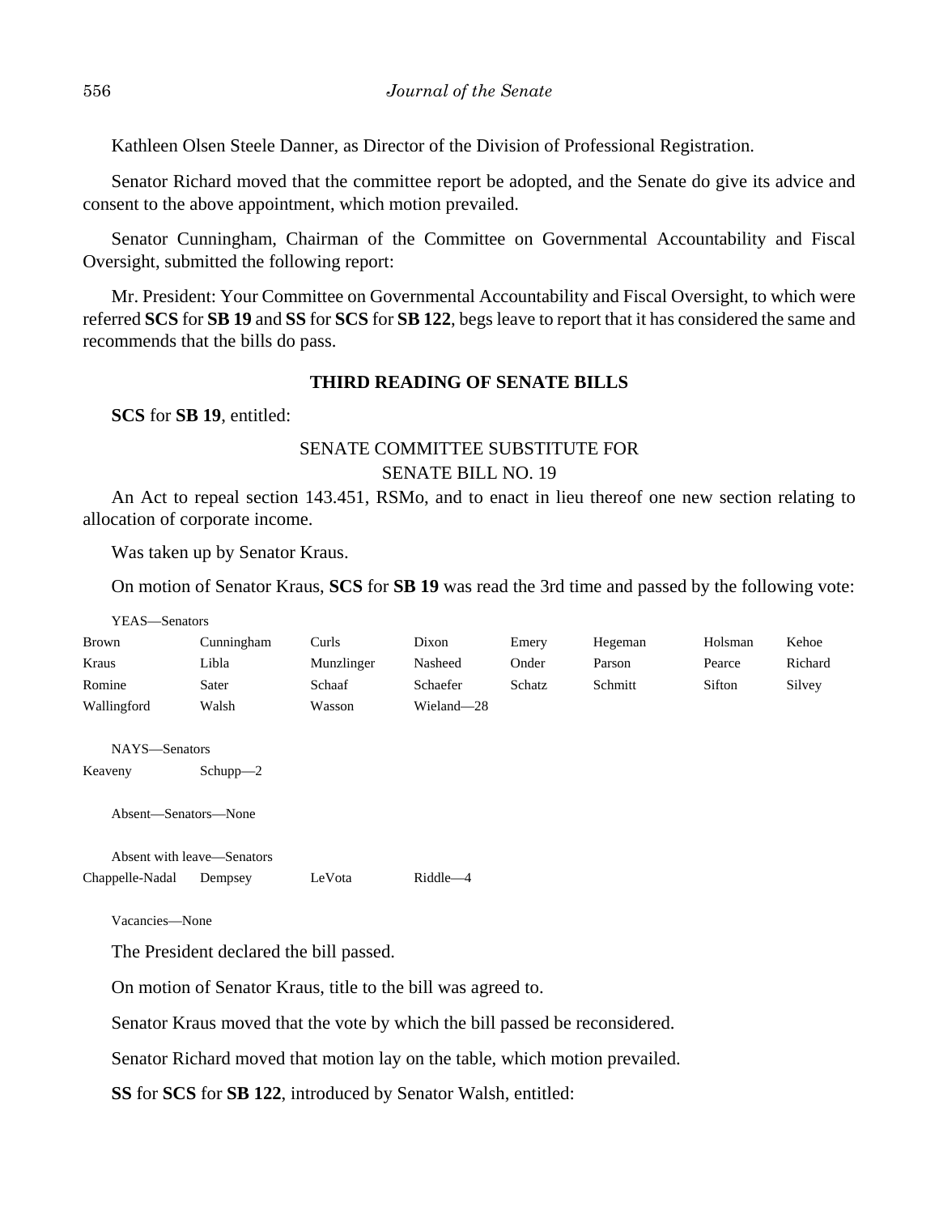Kathleen Olsen Steele Danner, as Director of the Division of Professional Registration.

Senator Richard moved that the committee report be adopted, and the Senate do give its advice and consent to the above appointment, which motion prevailed.

Senator Cunningham, Chairman of the Committee on Governmental Accountability and Fiscal Oversight, submitted the following report:

Mr. President: Your Committee on Governmental Accountability and Fiscal Oversight, to which were referred **SCS** for **SB 19** and **SS** for **SCS** for **SB 122**, begs leave to report that it has considered the same and recommends that the bills do pass.

## THIRD READING OF SENATE BILLS

**SCS** for **SB 19**, entitled:

SENATE COMMITTEE SUBSTITUTE FOR
SENATE BILL NO. 19

An Act to repeal section 143.451, RSMo, and to enact in lieu thereof one new section relating to allocation of corporate income.

Was taken up by Senator Kraus.

On motion of Senator Kraus, **SCS** for **SB 19** was read the 3rd time and passed by the following vote:

YEAS—Senators

| | | | | | | | |
|---|---|---|---|---|---|---|---|
| Brown | Cunningham | Curls | Dixon | Emery | Hegeman | Holsman | Kehoe |
| Kraus | Libla | Munzlinger | Nasheed | Onder | Parson | Pearce | Richard |
| Romine | Sater | Schaaf | Schaefer | Schatz | Schmitt | Sifton | Silvey |
| Wallingford | Walsh | Wasson | Wieland—28 | | | | |

NAYS—Senators

Keaveny Schupp—2

Absent—Senators—None

Absent with leave—Senators

Chappelle-Nadal Dempsey LeVota Riddle—4

Vacancies—None

The President declared the bill passed.

On motion of Senator Kraus, title to the bill was agreed to.

Senator Kraus moved that the vote by which the bill passed be reconsidered.

Senator Richard moved that motion lay on the table, which motion prevailed.

**SS** for **SCS** for **SB 122**, introduced by Senator Walsh, entitled: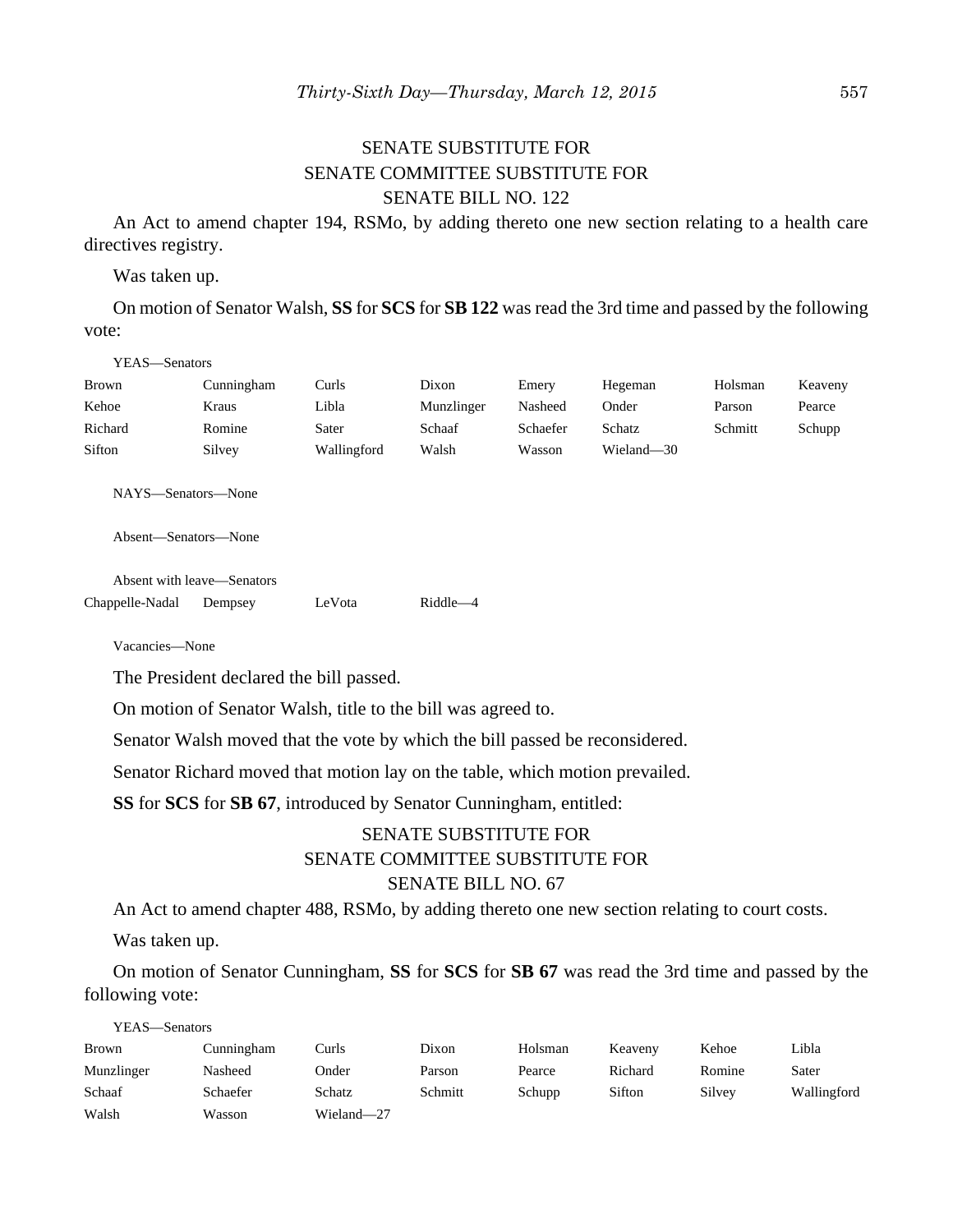SENATE SUBSTITUTE FOR
SENATE COMMITTEE SUBSTITUTE FOR
SENATE BILL NO. 122

An Act to amend chapter 194, RSMo, by adding thereto one new section relating to a health care directives registry.

Was taken up.

On motion of Senator Walsh, **SS** for **SCS** for **SB 122** was read the 3rd time and passed by the following vote:

YEAS—Senators

| | | | | | | | |
|---|---|---|---|---|---|---|---|
| Brown | Cunningham | Curls | Dixon | Emery | Hegeman | Holsman | Keaveny |
| Kehoe | Kraus | Libla | Munzlinger | Nasheed | Onder | Parson | Pearce |
| Richard | Romine | Sater | Schaaf | Schaefer | Schatz | Schmitt | Schupp |
| Sifton | Silvey | Wallingford | Walsh | Wasson | Wieland—30 | | |

NAYS—Senators—None

Absent—Senators—None

Absent with leave—Senators

| | | | |
|---|---|---|---|
| Chappelle-Nadal | Dempsey | LeVota | Riddle—4 |

Vacancies—None

The President declared the bill passed.

On motion of Senator Walsh, title to the bill was agreed to.

Senator Walsh moved that the vote by which the bill passed be reconsidered.

Senator Richard moved that motion lay on the table, which motion prevailed.

**SS** for **SCS** for **SB 67**, introduced by Senator Cunningham, entitled:

SENATE SUBSTITUTE FOR
SENATE COMMITTEE SUBSTITUTE FOR
SENATE BILL NO. 67

An Act to amend chapter 488, RSMo, by adding thereto one new section relating to court costs.

Was taken up.

On motion of Senator Cunningham, **SS** for **SCS** for **SB 67** was read the 3rd time and passed by the following vote:

YEAS—Senators

| | | | | | | | |
|---|---|---|---|---|---|---|---|
| Brown | Cunningham | Curls | Dixon | Holsman | Keaveny | Kehoe | Libla |
| Munzlinger | Nasheed | Onder | Parson | Pearce | Richard | Romine | Sater |
| Schaaf | Schaefer | Schatz | Schmitt | Schupp | Sifton | Silvey | Wallingford |
| Walsh | Wasson | Wieland—27 | | | | | |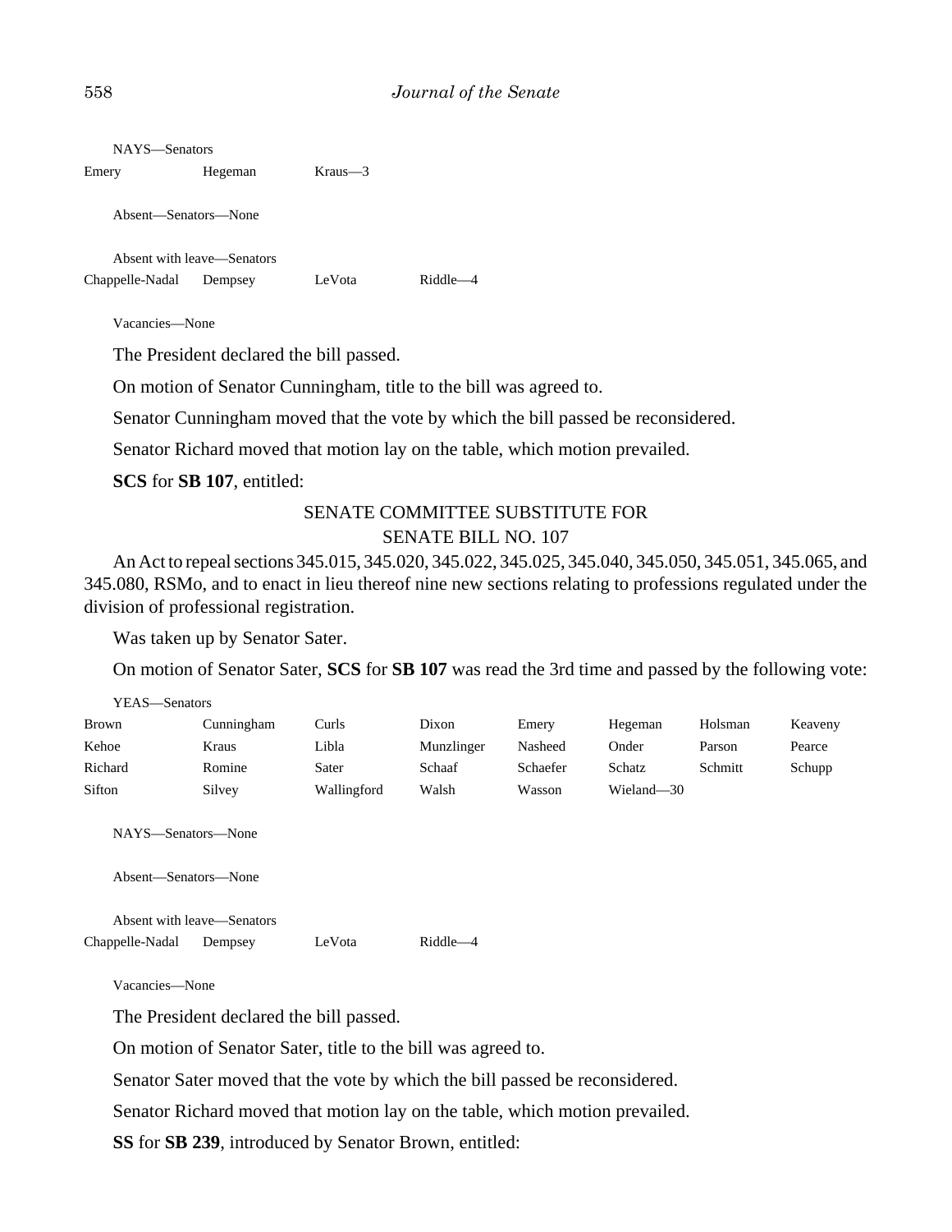NAYS—Senators

| | | |
|---|---|---|
| Emery | Hegeman | Kraus—3 |

Absent—Senators—None

Absent with leave—Senators

| | | | |
|---|---|---|---|
| Chappelle-Nadal | Dempsey | LeVota | Riddle—4 |

Vacancies—None

The President declared the bill passed.

On motion of Senator Cunningham, title to the bill was agreed to.

Senator Cunningham moved that the vote by which the bill passed be reconsidered.

Senator Richard moved that motion lay on the table, which motion prevailed.

**SCS** for **SB 107**, entitled:

SENATE COMMITTEE SUBSTITUTE FOR
SENATE BILL NO. 107

An Act to repeal sections 345.015, 345.020, 345.022, 345.025, 345.040, 345.050, 345.051, 345.065, and 345.080, RSMo, and to enact in lieu thereof nine new sections relating to professions regulated under the division of professional registration.

Was taken up by Senator Sater.

On motion of Senator Sater, **SCS** for **SB 107** was read the 3rd time and passed by the following vote:

YEAS—Senators

| | | | | | | | |
|---|---|---|---|---|---|---|---|
| Brown | Cunningham | Curls | Dixon | Emery | Hegeman | Holsman | Keaveny |
| Kehoe | Kraus | Libla | Munzlinger | Nasheed | Onder | Parson | Pearce |
| Richard | Romine | Sater | Schaaf | Schaefer | Schatz | Schmitt | Schupp |
| Sifton | Silvey | Wallingford | Walsh | Wasson | Wieland—30 | | |

NAYS—Senators—None

Absent—Senators—None

Absent with leave—Senators

| | | | |
|---|---|---|---|
| Chappelle-Nadal | Dempsey | LeVota | Riddle—4 |

Vacancies—None

The President declared the bill passed.

On motion of Senator Sater, title to the bill was agreed to.

Senator Sater moved that the vote by which the bill passed be reconsidered.

Senator Richard moved that motion lay on the table, which motion prevailed.

**SS** for **SB 239**, introduced by Senator Brown, entitled: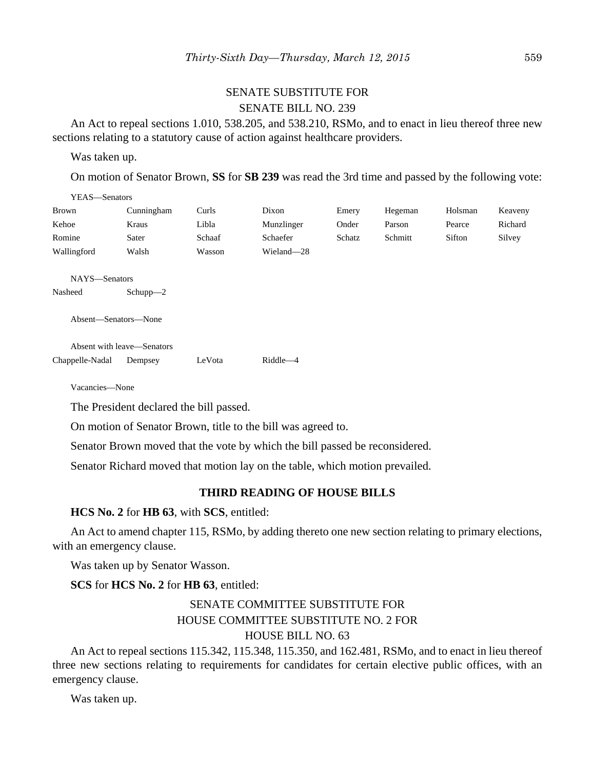SENATE SUBSTITUTE FOR
SENATE BILL NO. 239

An Act to repeal sections 1.010, 538.205, and 538.210, RSMo, and to enact in lieu thereof three new sections relating to a statutory cause of action against healthcare providers.

Was taken up.

On motion of Senator Brown, **SS** for **SB 239** was read the 3rd time and passed by the following vote:

YEAS—Senators

| | | | | | | | |
|---|---|---|---|---|---|---|---|
| Brown | Cunningham | Curls | Dixon | Emery | Hegeman | Holsman | Keaveny |
| Kehoe | Kraus | Libla | Munzlinger | Onder | Parson | Pearce | Richard |
| Romine | Sater | Schaaf | Schaefer | Schatz | Schmitt | Sifton | Silvey |
| Wallingford | Walsh | Wasson | Wieland—28 | | | | |

NAYS—Senators

Nasheed Schupp—2

Absent—Senators—None

Absent with leave—Senators

Chappelle-Nadal Dempsey LeVota Riddle—4

Vacancies—None

The President declared the bill passed.

On motion of Senator Brown, title to the bill was agreed to.

Senator Brown moved that the vote by which the bill passed be reconsidered.

Senator Richard moved that motion lay on the table, which motion prevailed.

## THIRD READING OF HOUSE BILLS

**HCS No. 2** for **HB 63**, with **SCS**, entitled:

An Act to amend chapter 115, RSMo, by adding thereto one new section relating to primary elections, with an emergency clause.

Was taken up by Senator Wasson.

**SCS** for **HCS No. 2** for **HB 63**, entitled:

SENATE COMMITTEE SUBSTITUTE FOR
HOUSE COMMITTEE SUBSTITUTE NO. 2 FOR
HOUSE BILL NO. 63

An Act to repeal sections 115.342, 115.348, 115.350, and 162.481, RSMo, and to enact in lieu thereof three new sections relating to requirements for candidates for certain elective public offices, with an emergency clause.

Was taken up.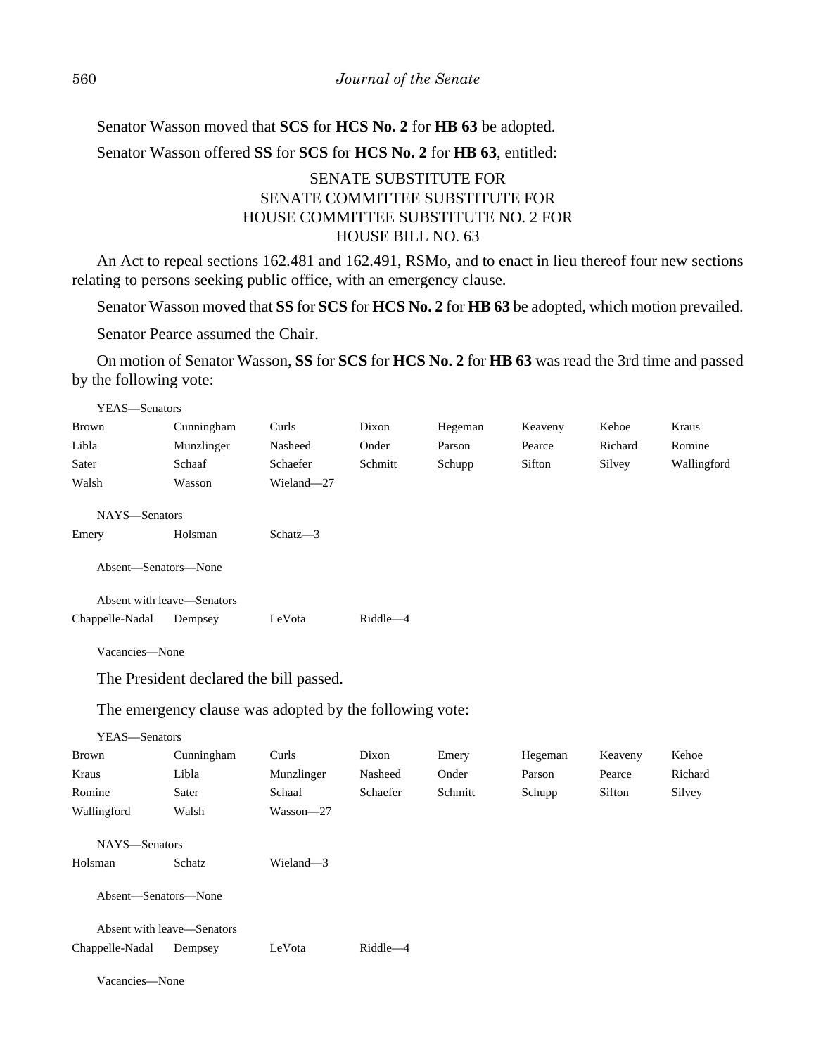Senator Wasson moved that **SCS** for **HCS No. 2** for **HB 63** be adopted.

Senator Wasson offered **SS** for **SCS** for **HCS No. 2** for **HB 63**, entitled:

SENATE SUBSTITUTE FOR
SENATE COMMITTEE SUBSTITUTE FOR
HOUSE COMMITTEE SUBSTITUTE NO. 2 FOR
HOUSE BILL NO. 63

An Act to repeal sections 162.481 and 162.491, RSMo, and to enact in lieu thereof four new sections relating to persons seeking public office, with an emergency clause.

Senator Wasson moved that **SS** for **SCS** for **HCS No. 2** for **HB 63** be adopted, which motion prevailed.

Senator Pearce assumed the Chair.

On motion of Senator Wasson, **SS** for **SCS** for **HCS No. 2** for **HB 63** was read the 3rd time and passed by the following vote:

YEAS—Senators

| | | | | | | | |
|---|---|---|---|---|---|---|---|
| Brown | Cunningham | Curls | Dixon | Hegeman | Keaveny | Kehoe | Kraus |
| Libla | Munzlinger | Nasheed | Onder | Parson | Pearce | Richard | Romine |
| Sater | Schaaf | Schaefer | Schmitt | Schupp | Sifton | Silvey | Wallingford |
| Walsh | Wasson | Wieland—27 | | | | | |

NAYS—Senators

| | | |
|---|---|---|
| Emery | Holsman | Schatz—3 |

Absent—Senators—None

Absent with leave—Senators

| | | | |
|---|---|---|---|
| Chappelle-Nadal | Dempsey | LeVota | Riddle—4 |

Vacancies—None

The President declared the bill passed.

The emergency clause was adopted by the following vote:

YEAS—Senators

| | | | | | | | |
|---|---|---|---|---|---|---|---|
| Brown | Cunningham | Curls | Dixon | Emery | Hegeman | Keaveny | Kehoe |
| Kraus | Libla | Munzlinger | Nasheed | Onder | Parson | Pearce | Richard |
| Romine | Sater | Schaaf | Schaefer | Schmitt | Schupp | Sifton | Silvey |
| Wallingford | Walsh | Wasson—27 | | | | | |

NAYS—Senators

| | | |
|---|---|---|
| Holsman | Schatz | Wieland—3 |

Absent—Senators—None

Absent with leave—Senators

| | | | |
|---|---|---|---|
| Chappelle-Nadal | Dempsey | LeVota | Riddle—4 |

Vacancies—None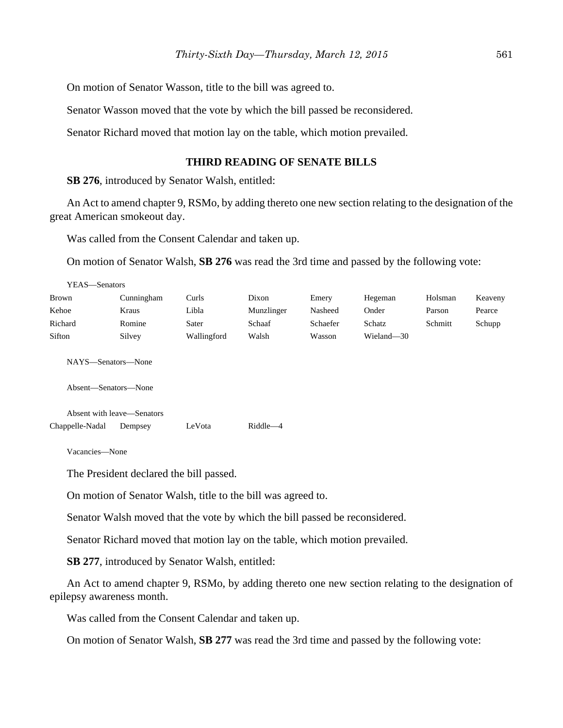On motion of Senator Wasson, title to the bill was agreed to.

Senator Wasson moved that the vote by which the bill passed be reconsidered.

Senator Richard moved that motion lay on the table, which motion prevailed.

## THIRD READING OF SENATE BILLS

**SB 276**, introduced by Senator Walsh, entitled:

An Act to amend chapter 9, RSMo, by adding thereto one new section relating to the designation of the great American smokeout day.

Was called from the Consent Calendar and taken up.

On motion of Senator Walsh, **SB 276** was read the 3rd time and passed by the following vote:

YEAS—Senators

| | | | | | | | |
|---|---|---|---|---|---|---|---|
| Brown | Cunningham | Curls | Dixon | Emery | Hegeman | Holsman | Keaveny |
| Kehoe | Kraus | Libla | Munzlinger | Nasheed | Onder | Parson | Pearce |
| Richard | Romine | Sater | Schaaf | Schaefer | Schatz | Schmitt | Schupp |
| Sifton | Silvey | Wallingford | Walsh | Wasson | Wieland—30 | | |

NAYS—Senators—None

Absent—Senators—None

Absent with leave—Senators

| | | | |
|---|---|---|---|
| Chappelle-Nadal | Dempsey | LeVota | Riddle—4 |

Vacancies—None

The President declared the bill passed.

On motion of Senator Walsh, title to the bill was agreed to.

Senator Walsh moved that the vote by which the bill passed be reconsidered.

Senator Richard moved that motion lay on the table, which motion prevailed.

**SB 277**, introduced by Senator Walsh, entitled:

An Act to amend chapter 9, RSMo, by adding thereto one new section relating to the designation of epilepsy awareness month.

Was called from the Consent Calendar and taken up.

On motion of Senator Walsh, **SB 277** was read the 3rd time and passed by the following vote: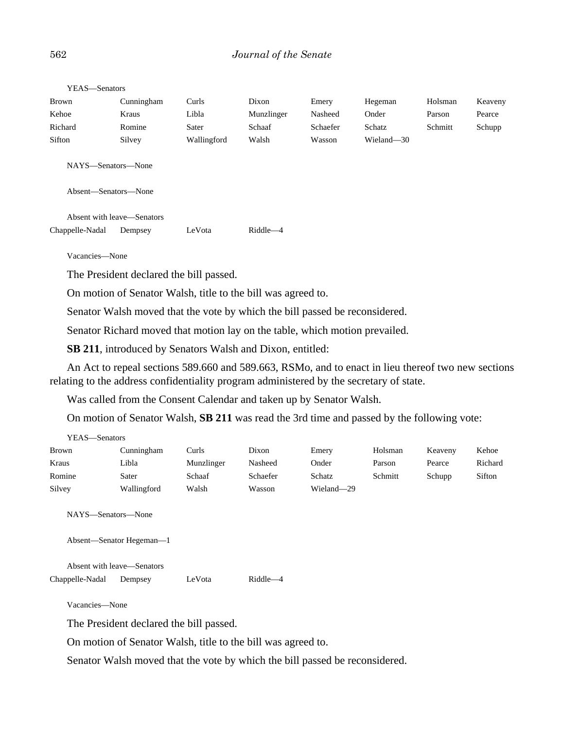YEAS—Senators

| | | | | | | | |
|---|---|---|---|---|---|---|---|
| Brown | Cunningham | Curls | Dixon | Emery | Hegeman | Holsman | Keaveny |
| Kehoe | Kraus | Libla | Munzlinger | Nasheed | Onder | Parson | Pearce |
| Richard | Romine | Sater | Schaaf | Schaefer | Schatz | Schmitt | Schupp |
| Sifton | Silvey | Wallingford | Walsh | Wasson | Wieland—30 | | |

NAYS—Senators—None

Absent—Senators—None

Absent with leave—Senators

| | | | |
|---|---|---|---|
| Chappelle-Nadal | Dempsey | LeVota | Riddle—4 |

Vacancies—None

The President declared the bill passed.

On motion of Senator Walsh, title to the bill was agreed to.

Senator Walsh moved that the vote by which the bill passed be reconsidered.

Senator Richard moved that motion lay on the table, which motion prevailed.

**SB 211**, introduced by Senators Walsh and Dixon, entitled:

An Act to repeal sections 589.660 and 589.663, RSMo, and to enact in lieu thereof two new sections relating to the address confidentiality program administered by the secretary of state.

Was called from the Consent Calendar and taken up by Senator Walsh.

On motion of Senator Walsh, **SB 211** was read the 3rd time and passed by the following vote:

YEAS—Senators

| | | | | | | | |
|---|---|---|---|---|---|---|---|
| Brown | Cunningham | Curls | Dixon | Emery | Holsman | Keaveny | Kehoe |
| Kraus | Libla | Munzlinger | Nasheed | Onder | Parson | Pearce | Richard |
| Romine | Sater | Schaaf | Schaefer | Schatz | Schmitt | Schupp | Sifton |
| Silvey | Wallingford | Walsh | Wasson | Wieland—29 | | | |

NAYS—Senators—None

Absent—Senator Hegeman—1

Absent with leave—Senators

| | | | |
|---|---|---|---|
| Chappelle-Nadal | Dempsey | LeVota | Riddle—4 |

Vacancies—None

The President declared the bill passed.

On motion of Senator Walsh, title to the bill was agreed to.

Senator Walsh moved that the vote by which the bill passed be reconsidered.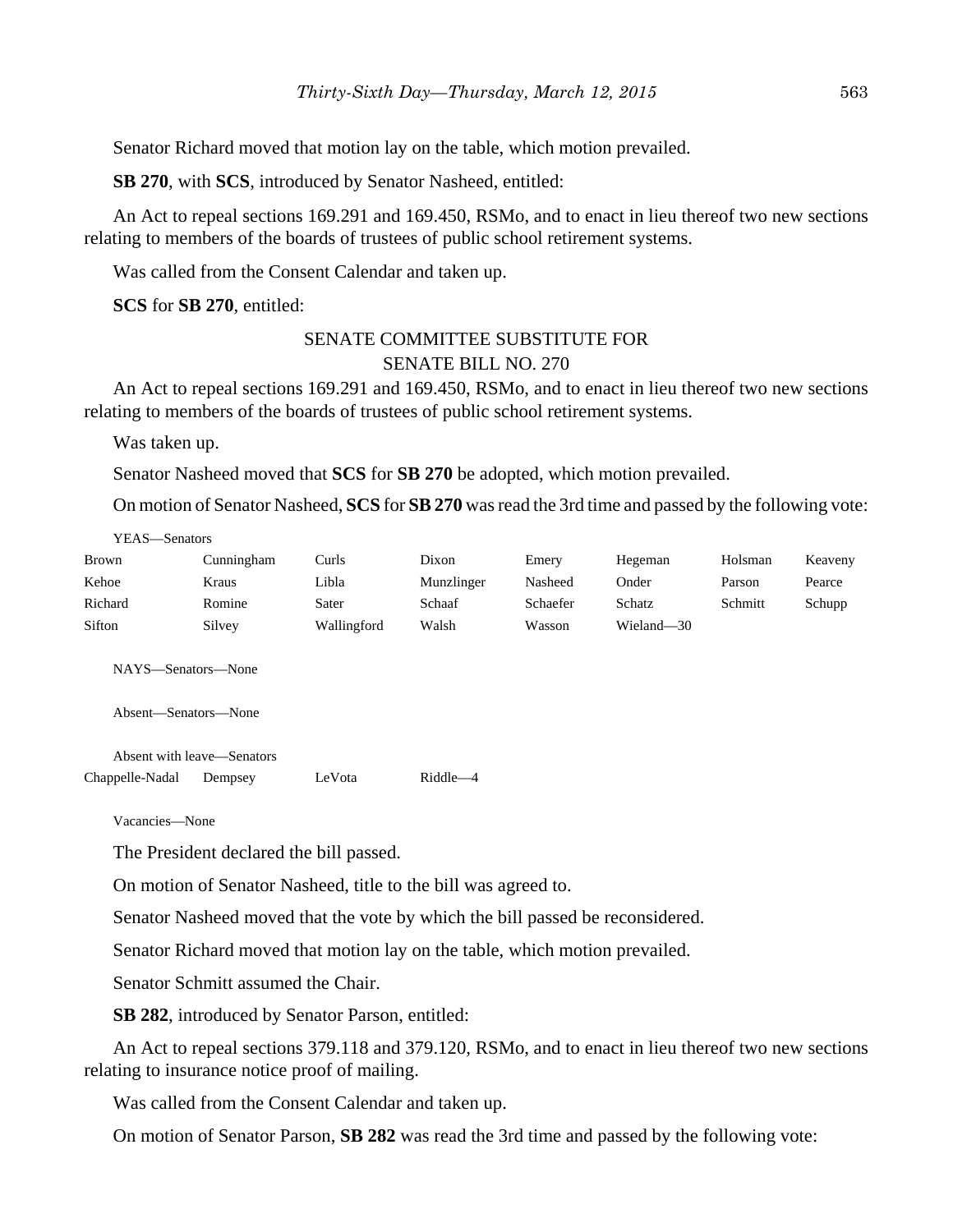Senator Richard moved that motion lay on the table, which motion prevailed.

**SB 270**, with **SCS**, introduced by Senator Nasheed, entitled:

An Act to repeal sections 169.291 and 169.450, RSMo, and to enact in lieu thereof two new sections relating to members of the boards of trustees of public school retirement systems.

Was called from the Consent Calendar and taken up.

**SCS** for **SB 270**, entitled:

SENATE COMMITTEE SUBSTITUTE FOR
SENATE BILL NO. 270

An Act to repeal sections 169.291 and 169.450, RSMo, and to enact in lieu thereof two new sections relating to members of the boards of trustees of public school retirement systems.

Was taken up.

Senator Nasheed moved that **SCS** for **SB 270** be adopted, which motion prevailed.

On motion of Senator Nasheed, **SCS** for **SB 270** was read the 3rd time and passed by the following vote:

YEAS—Senators

| | | | | | | | |
|---|---|---|---|---|---|---|---|
| Brown | Cunningham | Curls | Dixon | Emery | Hegeman | Holsman | Keaveny |
| Kehoe | Kraus | Libla | Munzlinger | Nasheed | Onder | Parson | Pearce |
| Richard | Romine | Sater | Schaaf | Schaefer | Schatz | Schmitt | Schupp |
| Sifton | Silvey | Wallingford | Walsh | Wasson | Wieland—30 | | |

NAYS—Senators—None

Absent—Senators—None

Absent with leave—Senators

| | | | |
|---|---|---|---|
| Chappelle-Nadal | Dempsey | LeVota | Riddle—4 |

Vacancies—None

The President declared the bill passed.

On motion of Senator Nasheed, title to the bill was agreed to.

Senator Nasheed moved that the vote by which the bill passed be reconsidered.

Senator Richard moved that motion lay on the table, which motion prevailed.

Senator Schmitt assumed the Chair.

**SB 282**, introduced by Senator Parson, entitled:

An Act to repeal sections 379.118 and 379.120, RSMo, and to enact in lieu thereof two new sections relating to insurance notice proof of mailing.

Was called from the Consent Calendar and taken up.

On motion of Senator Parson, **SB 282** was read the 3rd time and passed by the following vote: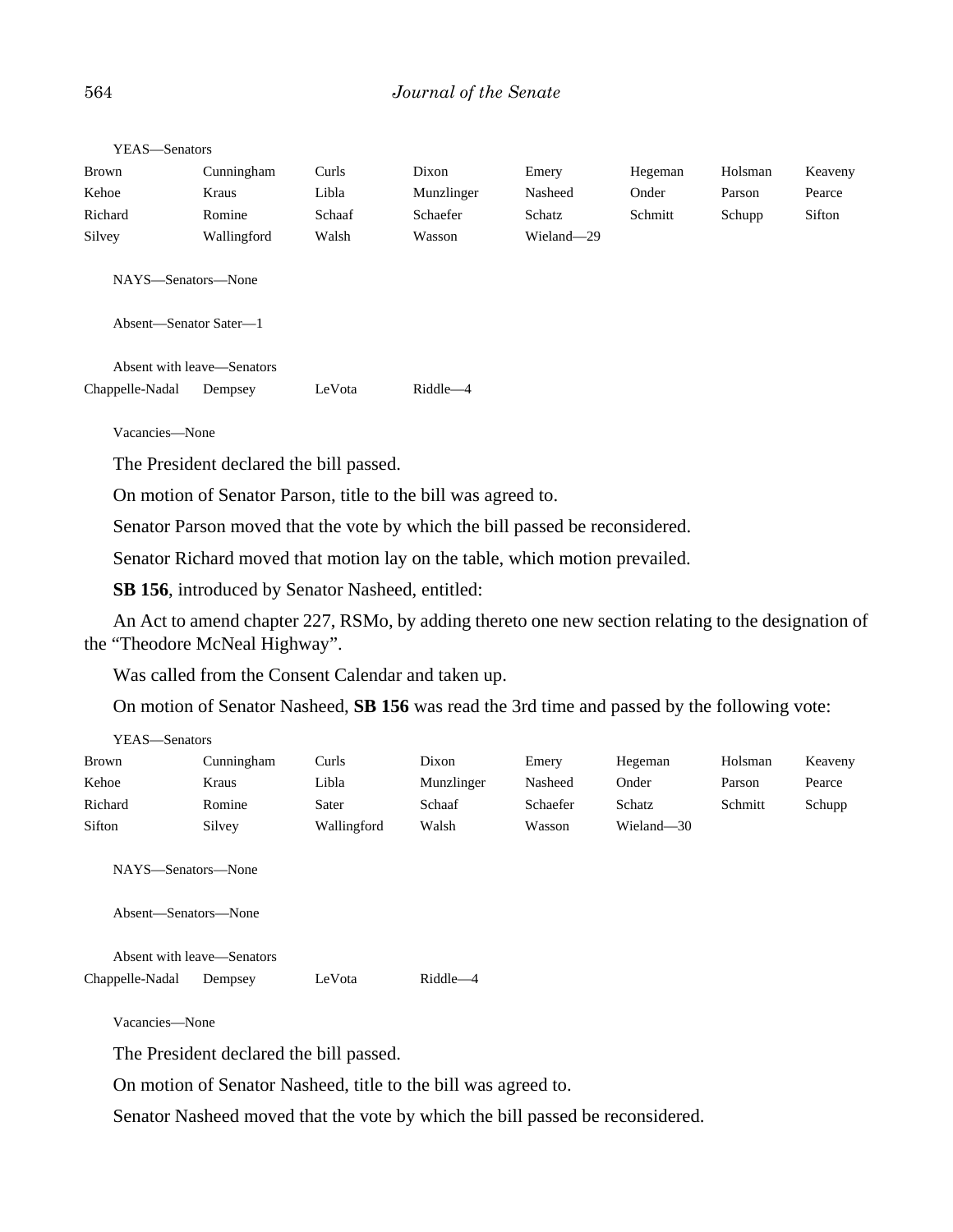YEAS—Senators

| | | | | | | | |
|---|---|---|---|---|---|---|---|
| Brown | Cunningham | Curls | Dixon | Emery | Hegeman | Holsman | Keaveny |
| Kehoe | Kraus | Libla | Munzlinger | Nasheed | Onder | Parson | Pearce |
| Richard | Romine | Schaaf | Schaefer | Schatz | Schmitt | Schupp | Sifton |
| Silvey | Wallingford | Walsh | Wasson | Wieland—29 | | | |

NAYS—Senators—None

Absent—Senator Sater—1

Absent with leave—Senators

| | | | |
|---|---|---|---|
| Chappelle-Nadal | Dempsey | LeVota | Riddle—4 |

Vacancies—None

The President declared the bill passed.

On motion of Senator Parson, title to the bill was agreed to.

Senator Parson moved that the vote by which the bill passed be reconsidered.

Senator Richard moved that motion lay on the table, which motion prevailed.

**SB 156**, introduced by Senator Nasheed, entitled:

An Act to amend chapter 227, RSMo, by adding thereto one new section relating to the designation of the "Theodore McNeal Highway".

Was called from the Consent Calendar and taken up.

On motion of Senator Nasheed, **SB 156** was read the 3rd time and passed by the following vote:

YEAS—Senators

| | | | | | | | |
|---|---|---|---|---|---|---|---|
| Brown | Cunningham | Curls | Dixon | Emery | Hegeman | Holsman | Keaveny |
| Kehoe | Kraus | Libla | Munzlinger | Nasheed | Onder | Parson | Pearce |
| Richard | Romine | Sater | Schaaf | Schaefer | Schatz | Schmitt | Schupp |
| Sifton | Silvey | Wallingford | Walsh | Wasson | Wieland—30 | | |

NAYS—Senators—None

Absent—Senators—None

Absent with leave—Senators

| | | | |
|---|---|---|---|
| Chappelle-Nadal | Dempsey | LeVota | Riddle—4 |

Vacancies—None

The President declared the bill passed.

On motion of Senator Nasheed, title to the bill was agreed to.

Senator Nasheed moved that the vote by which the bill passed be reconsidered.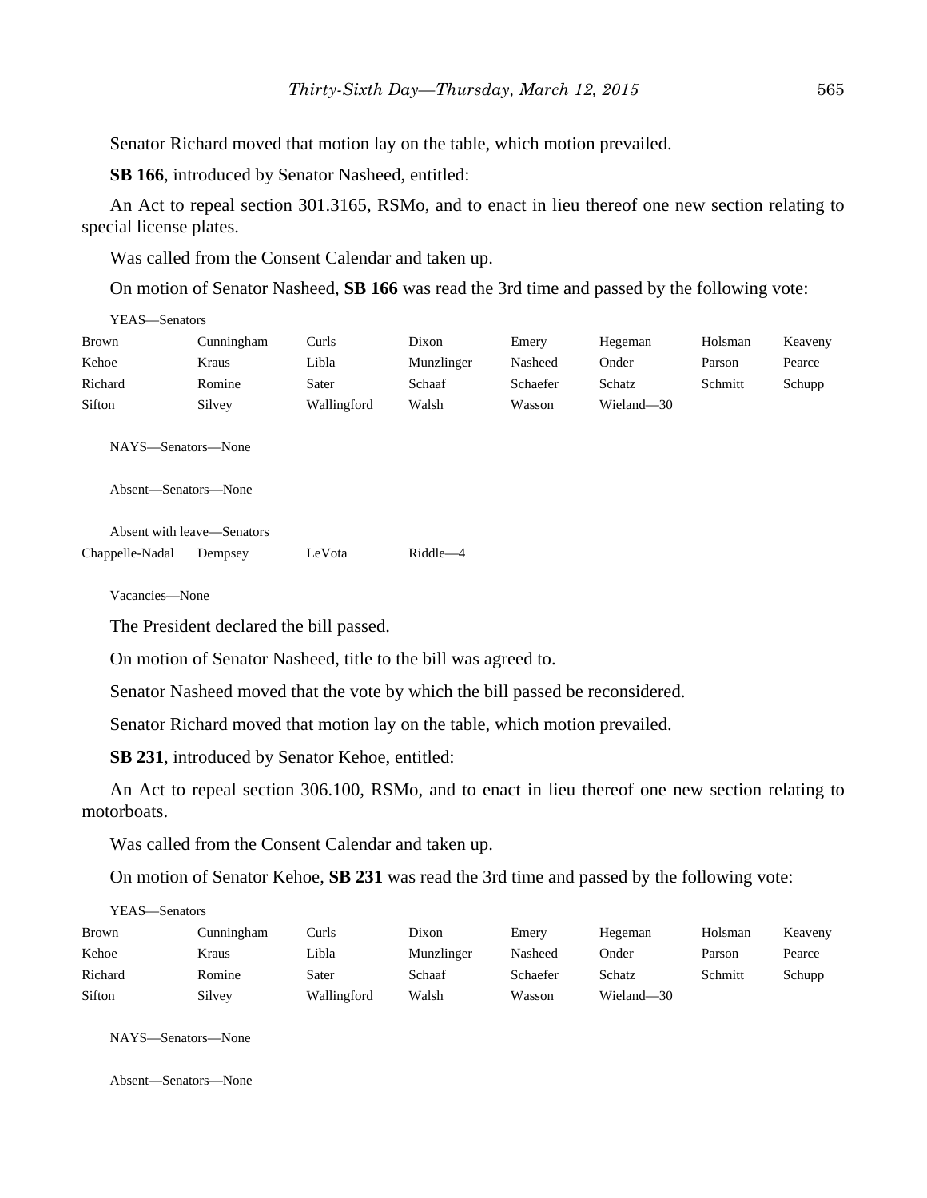Senator Richard moved that motion lay on the table, which motion prevailed.

**SB 166**, introduced by Senator Nasheed, entitled:

An Act to repeal section 301.3165, RSMo, and to enact in lieu thereof one new section relating to special license plates.

Was called from the Consent Calendar and taken up.

On motion of Senator Nasheed, **SB 166** was read the 3rd time and passed by the following vote:

YEAS—Senators

| | | | | | | | |
|---|---|---|---|---|---|---|---|
| Brown | Cunningham | Curls | Dixon | Emery | Hegeman | Holsman | Keaveny |
| Kehoe | Kraus | Libla | Munzlinger | Nasheed | Onder | Parson | Pearce |
| Richard | Romine | Sater | Schaaf | Schaefer | Schatz | Schmitt | Schupp |
| Sifton | Silvey | Wallingford | Walsh | Wasson | Wieland—30 | | |

NAYS—Senators—None

Absent—Senators—None

Absent with leave—Senators

| | | | |
|---|---|---|---|
| Chappelle-Nadal | Dempsey | LeVota | Riddle—4 |

Vacancies—None

The President declared the bill passed.

On motion of Senator Nasheed, title to the bill was agreed to.

Senator Nasheed moved that the vote by which the bill passed be reconsidered.

Senator Richard moved that motion lay on the table, which motion prevailed.

**SB 231**, introduced by Senator Kehoe, entitled:

An Act to repeal section 306.100, RSMo, and to enact in lieu thereof one new section relating to motorboats.

Was called from the Consent Calendar and taken up.

On motion of Senator Kehoe, **SB 231** was read the 3rd time and passed by the following vote:

YEAS—Senators

| | | | | | | | |
|---|---|---|---|---|---|---|---|
| Brown | Cunningham | Curls | Dixon | Emery | Hegeman | Holsman | Keaveny |
| Kehoe | Kraus | Libla | Munzlinger | Nasheed | Onder | Parson | Pearce |
| Richard | Romine | Sater | Schaaf | Schaefer | Schatz | Schmitt | Schupp |
| Sifton | Silvey | Wallingford | Walsh | Wasson | Wieland—30 | | |

NAYS—Senators—None

Absent—Senators—None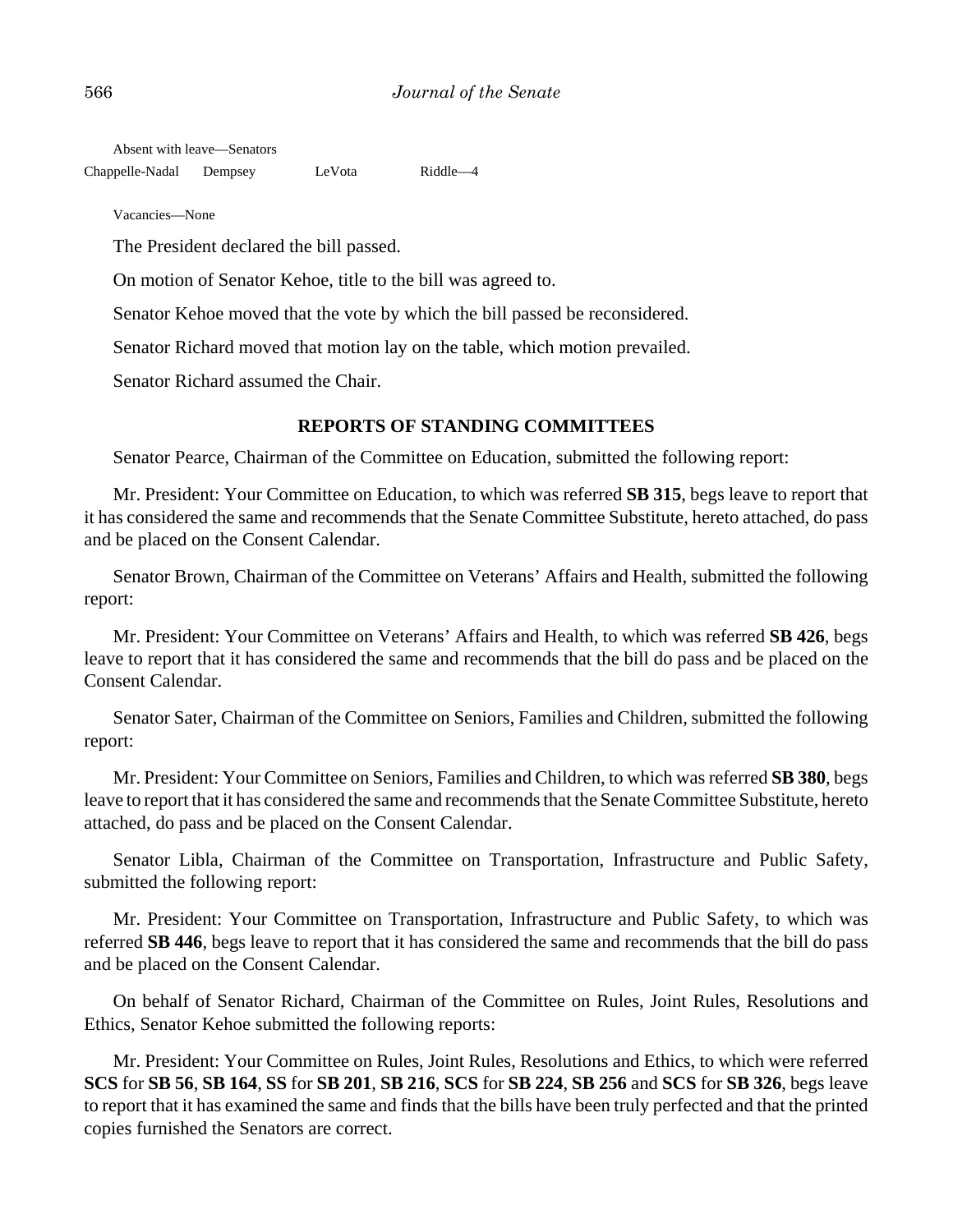Absent with leave—Senators

| Chappelle-Nadal | Dempsey | LeVota | Riddle—4 |
|---|---|---|---|

Vacancies—None

The President declared the bill passed.

On motion of Senator Kehoe, title to the bill was agreed to.

Senator Kehoe moved that the vote by which the bill passed be reconsidered.

Senator Richard moved that motion lay on the table, which motion prevailed.

Senator Richard assumed the Chair.

## REPORTS OF STANDING COMMITTEES

Senator Pearce, Chairman of the Committee on Education, submitted the following report:

Mr. President: Your Committee on Education, to which was referred **SB 315**, begs leave to report that it has considered the same and recommends that the Senate Committee Substitute, hereto attached, do pass and be placed on the Consent Calendar.

Senator Brown, Chairman of the Committee on Veterans' Affairs and Health, submitted the following report:

Mr. President: Your Committee on Veterans' Affairs and Health, to which was referred **SB 426**, begs leave to report that it has considered the same and recommends that the bill do pass and be placed on the Consent Calendar.

Senator Sater, Chairman of the Committee on Seniors, Families and Children, submitted the following report:

Mr. President: Your Committee on Seniors, Families and Children, to which was referred **SB 380**, begs leave to report that it has considered the same and recommends that the Senate Committee Substitute, hereto attached, do pass and be placed on the Consent Calendar.

Senator Libla, Chairman of the Committee on Transportation, Infrastructure and Public Safety, submitted the following report:

Mr. President: Your Committee on Transportation, Infrastructure and Public Safety, to which was referred **SB 446**, begs leave to report that it has considered the same and recommends that the bill do pass and be placed on the Consent Calendar.

On behalf of Senator Richard, Chairman of the Committee on Rules, Joint Rules, Resolutions and Ethics, Senator Kehoe submitted the following reports:

Mr. President: Your Committee on Rules, Joint Rules, Resolutions and Ethics, to which were referred **SCS** for **SB 56**, **SB 164**, **SS** for **SB 201**, **SB 216**, **SCS** for **SB 224**, **SB 256** and **SCS** for **SB 326**, begs leave to report that it has examined the same and finds that the bills have been truly perfected and that the printed copies furnished the Senators are correct.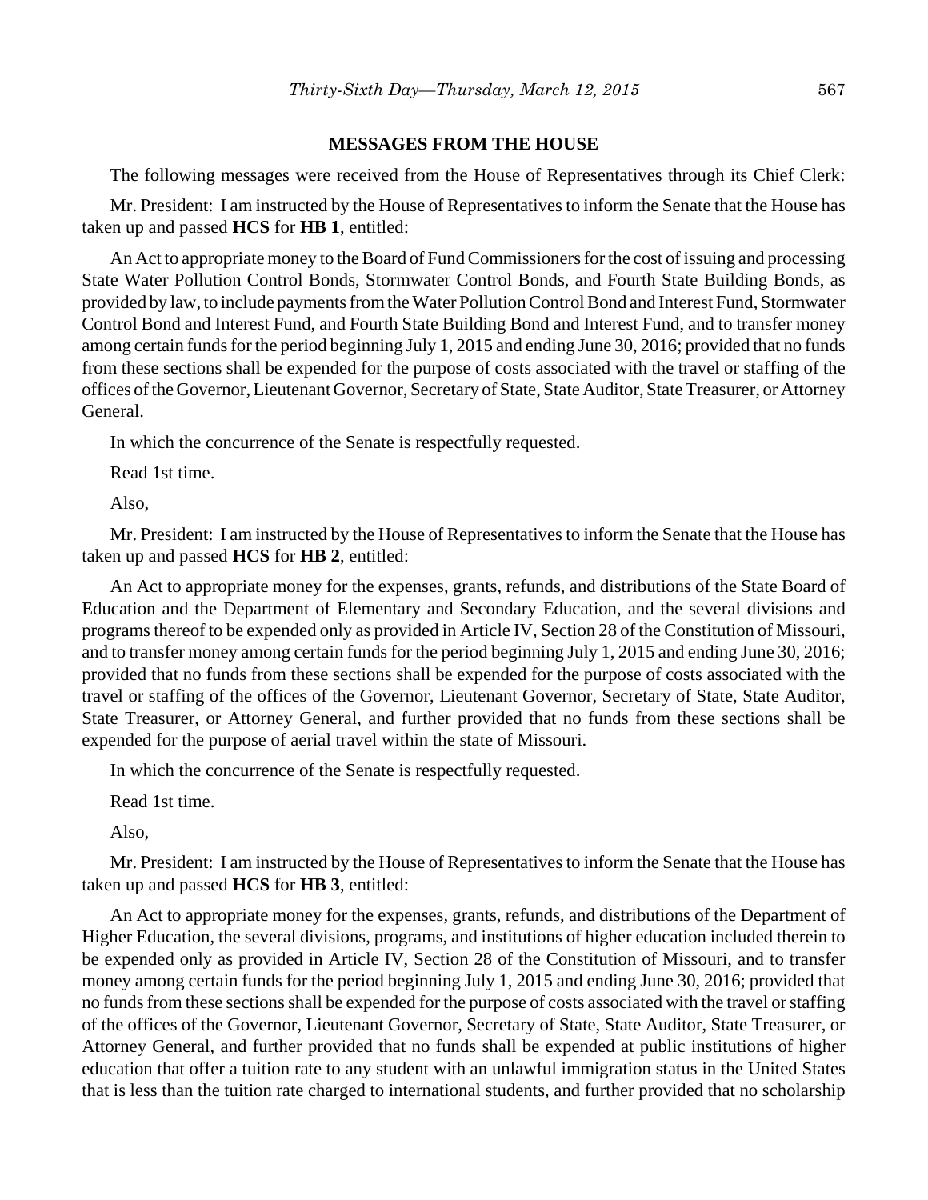## MESSAGES FROM THE HOUSE

The following messages were received from the House of Representatives through its Chief Clerk:

Mr. President: I am instructed by the House of Representatives to inform the Senate that the House has taken up and passed **HCS** for **HB 1**, entitled:

An Act to appropriate money to the Board of Fund Commissioners for the cost of issuing and processing State Water Pollution Control Bonds, Stormwater Control Bonds, and Fourth State Building Bonds, as provided by law, to include payments from the Water Pollution Control Bond and Interest Fund, Stormwater Control Bond and Interest Fund, and Fourth State Building Bond and Interest Fund, and to transfer money among certain funds for the period beginning July 1, 2015 and ending June 30, 2016; provided that no funds from these sections shall be expended for the purpose of costs associated with the travel or staffing of the offices of the Governor, Lieutenant Governor, Secretary of State, State Auditor, State Treasurer, or Attorney General.

In which the concurrence of the Senate is respectfully requested.

Read 1st time.

Also,

Mr. President: I am instructed by the House of Representatives to inform the Senate that the House has taken up and passed **HCS** for **HB 2**, entitled:

An Act to appropriate money for the expenses, grants, refunds, and distributions of the State Board of Education and the Department of Elementary and Secondary Education, and the several divisions and programs thereof to be expended only as provided in Article IV, Section 28 of the Constitution of Missouri, and to transfer money among certain funds for the period beginning July 1, 2015 and ending June 30, 2016; provided that no funds from these sections shall be expended for the purpose of costs associated with the travel or staffing of the offices of the Governor, Lieutenant Governor, Secretary of State, State Auditor, State Treasurer, or Attorney General, and further provided that no funds from these sections shall be expended for the purpose of aerial travel within the state of Missouri.

In which the concurrence of the Senate is respectfully requested.

Read 1st time.

Also,

Mr. President: I am instructed by the House of Representatives to inform the Senate that the House has taken up and passed **HCS** for **HB 3**, entitled:

An Act to appropriate money for the expenses, grants, refunds, and distributions of the Department of Higher Education, the several divisions, programs, and institutions of higher education included therein to be expended only as provided in Article IV, Section 28 of the Constitution of Missouri, and to transfer money among certain funds for the period beginning July 1, 2015 and ending June 30, 2016; provided that no funds from these sections shall be expended for the purpose of costs associated with the travel or staffing of the offices of the Governor, Lieutenant Governor, Secretary of State, State Auditor, State Treasurer, or Attorney General, and further provided that no funds shall be expended at public institutions of higher education that offer a tuition rate to any student with an unlawful immigration status in the United States that is less than the tuition rate charged to international students, and further provided that no scholarship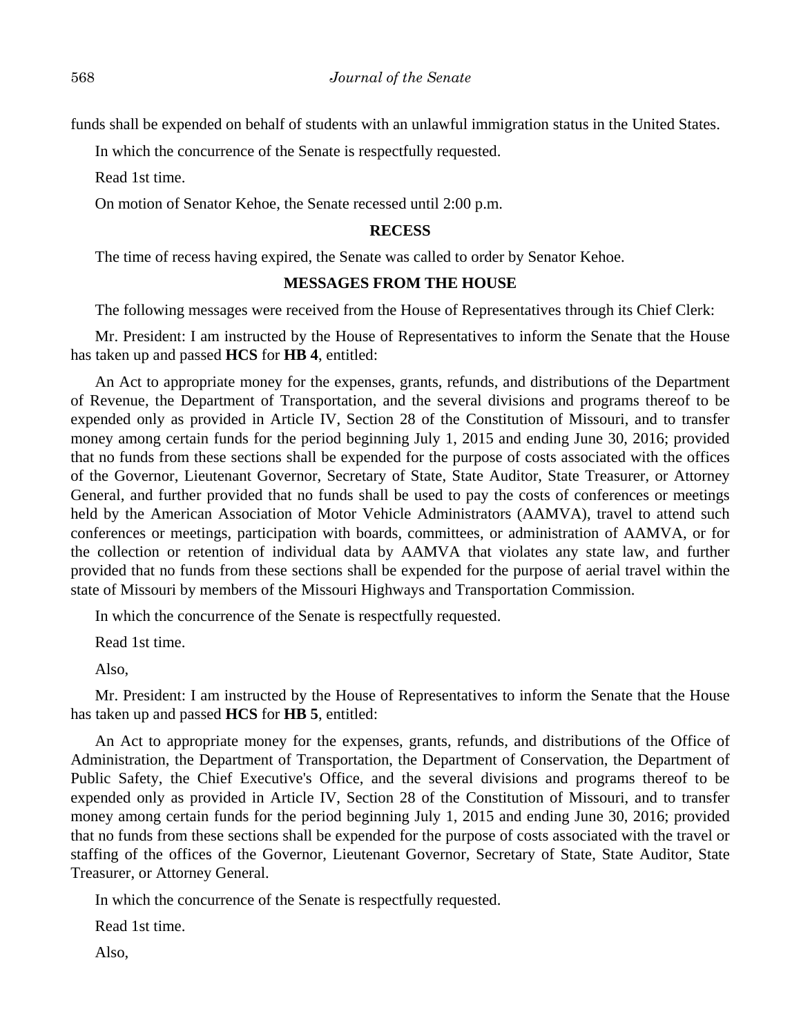funds shall be expended on behalf of students with an unlawful immigration status in the United States.

In which the concurrence of the Senate is respectfully requested.

Read 1st time.

On motion of Senator Kehoe, the Senate recessed until 2:00 p.m.

**RECESS**

The time of recess having expired, the Senate was called to order by Senator Kehoe.

**MESSAGES FROM THE HOUSE**

The following messages were received from the House of Representatives through its Chief Clerk:

Mr. President: I am instructed by the House of Representatives to inform the Senate that the House has taken up and passed **HCS** for **HB 4**, entitled:

An Act to appropriate money for the expenses, grants, refunds, and distributions of the Department of Revenue, the Department of Transportation, and the several divisions and programs thereof to be expended only as provided in Article IV, Section 28 of the Constitution of Missouri, and to transfer money among certain funds for the period beginning July 1, 2015 and ending June 30, 2016; provided that no funds from these sections shall be expended for the purpose of costs associated with the offices of the Governor, Lieutenant Governor, Secretary of State, State Auditor, State Treasurer, or Attorney General, and further provided that no funds shall be used to pay the costs of conferences or meetings held by the American Association of Motor Vehicle Administrators (AAMVA), travel to attend such conferences or meetings, participation with boards, committees, or administration of AAMVA, or for the collection or retention of individual data by AAMVA that violates any state law, and further provided that no funds from these sections shall be expended for the purpose of aerial travel within the state of Missouri by members of the Missouri Highways and Transportation Commission.

In which the concurrence of the Senate is respectfully requested.

Read 1st time.

Also,

Mr. President: I am instructed by the House of Representatives to inform the Senate that the House has taken up and passed **HCS** for **HB 5**, entitled:

An Act to appropriate money for the expenses, grants, refunds, and distributions of the Office of Administration, the Department of Transportation, the Department of Conservation, the Department of Public Safety, the Chief Executive's Office, and the several divisions and programs thereof to be expended only as provided in Article IV, Section 28 of the Constitution of Missouri, and to transfer money among certain funds for the period beginning July 1, 2015 and ending June 30, 2016; provided that no funds from these sections shall be expended for the purpose of costs associated with the travel or staffing of the offices of the Governor, Lieutenant Governor, Secretary of State, State Auditor, State Treasurer, or Attorney General.

In which the concurrence of the Senate is respectfully requested.

Read 1st time.

Also,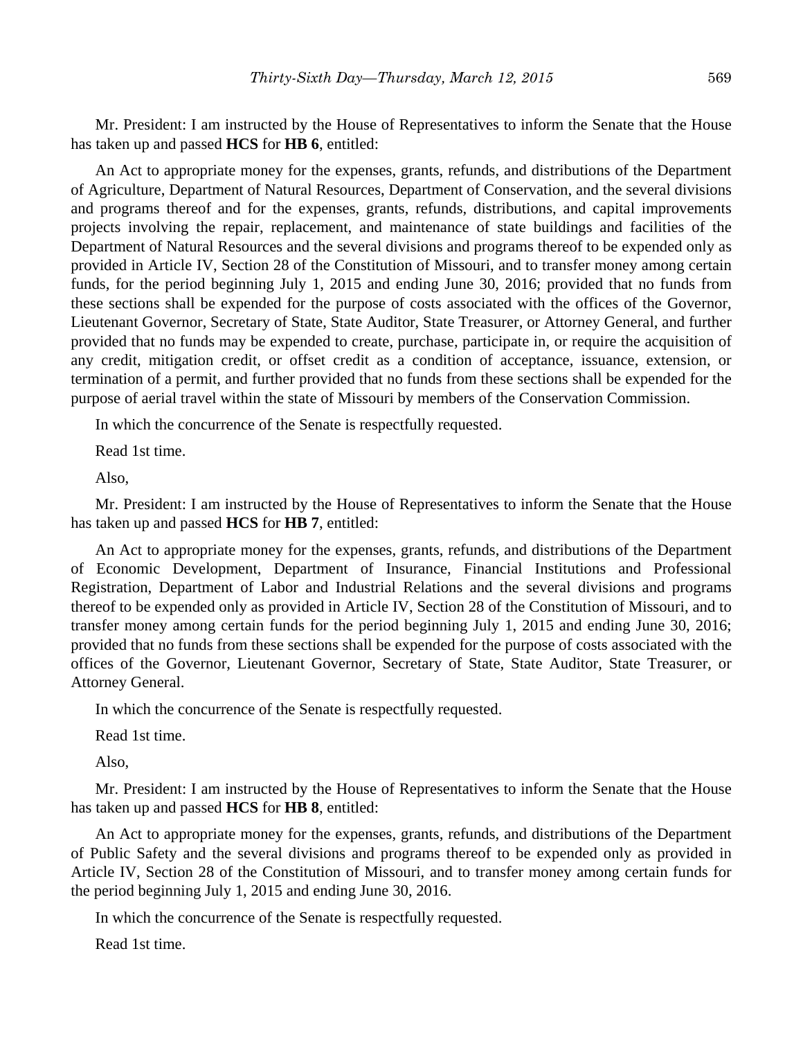Mr. President: I am instructed by the House of Representatives to inform the Senate that the House has taken up and passed **HCS** for **HB 6**, entitled:

An Act to appropriate money for the expenses, grants, refunds, and distributions of the Department of Agriculture, Department of Natural Resources, Department of Conservation, and the several divisions and programs thereof and for the expenses, grants, refunds, distributions, and capital improvements projects involving the repair, replacement, and maintenance of state buildings and facilities of the Department of Natural Resources and the several divisions and programs thereof to be expended only as provided in Article IV, Section 28 of the Constitution of Missouri, and to transfer money among certain funds, for the period beginning July 1, 2015 and ending June 30, 2016; provided that no funds from these sections shall be expended for the purpose of costs associated with the offices of the Governor, Lieutenant Governor, Secretary of State, State Auditor, State Treasurer, or Attorney General, and further provided that no funds may be expended to create, purchase, participate in, or require the acquisition of any credit, mitigation credit, or offset credit as a condition of acceptance, issuance, extension, or termination of a permit, and further provided that no funds from these sections shall be expended for the purpose of aerial travel within the state of Missouri by members of the Conservation Commission.

In which the concurrence of the Senate is respectfully requested.

Read 1st time.

Also,

Mr. President: I am instructed by the House of Representatives to inform the Senate that the House has taken up and passed **HCS** for **HB 7**, entitled:

An Act to appropriate money for the expenses, grants, refunds, and distributions of the Department of Economic Development, Department of Insurance, Financial Institutions and Professional Registration, Department of Labor and Industrial Relations and the several divisions and programs thereof to be expended only as provided in Article IV, Section 28 of the Constitution of Missouri, and to transfer money among certain funds for the period beginning July 1, 2015 and ending June 30, 2016; provided that no funds from these sections shall be expended for the purpose of costs associated with the offices of the Governor, Lieutenant Governor, Secretary of State, State Auditor, State Treasurer, or Attorney General.

In which the concurrence of the Senate is respectfully requested.

Read 1st time.

Also,

Mr. President: I am instructed by the House of Representatives to inform the Senate that the House has taken up and passed **HCS** for **HB 8**, entitled:

An Act to appropriate money for the expenses, grants, refunds, and distributions of the Department of Public Safety and the several divisions and programs thereof to be expended only as provided in Article IV, Section 28 of the Constitution of Missouri, and to transfer money among certain funds for the period beginning July 1, 2015 and ending June 30, 2016.

In which the concurrence of the Senate is respectfully requested.

Read 1st time.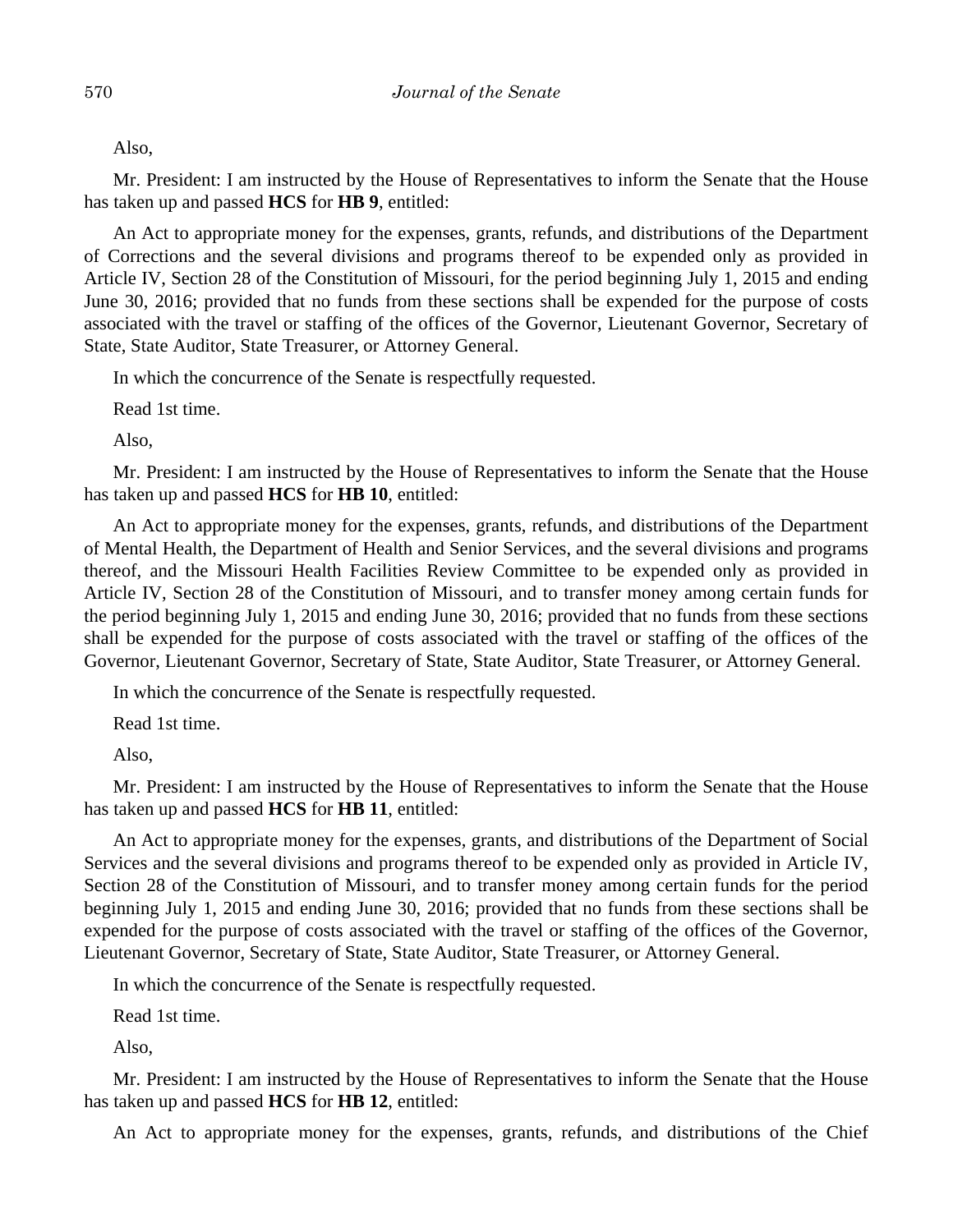Also,

Mr. President: I am instructed by the House of Representatives to inform the Senate that the House has taken up and passed **HCS** for **HB 9**, entitled:

An Act to appropriate money for the expenses, grants, refunds, and distributions of the Department of Corrections and the several divisions and programs thereof to be expended only as provided in Article IV, Section 28 of the Constitution of Missouri, for the period beginning July 1, 2015 and ending June 30, 2016; provided that no funds from these sections shall be expended for the purpose of costs associated with the travel or staffing of the offices of the Governor, Lieutenant Governor, Secretary of State, State Auditor, State Treasurer, or Attorney General.

In which the concurrence of the Senate is respectfully requested.

Read 1st time.

Also,

Mr. President: I am instructed by the House of Representatives to inform the Senate that the House has taken up and passed **HCS** for **HB 10**, entitled:

An Act to appropriate money for the expenses, grants, refunds, and distributions of the Department of Mental Health, the Department of Health and Senior Services, and the several divisions and programs thereof, and the Missouri Health Facilities Review Committee to be expended only as provided in Article IV, Section 28 of the Constitution of Missouri, and to transfer money among certain funds for the period beginning July 1, 2015 and ending June 30, 2016; provided that no funds from these sections shall be expended for the purpose of costs associated with the travel or staffing of the offices of the Governor, Lieutenant Governor, Secretary of State, State Auditor, State Treasurer, or Attorney General.

In which the concurrence of the Senate is respectfully requested.

Read 1st time.

Also,

Mr. President: I am instructed by the House of Representatives to inform the Senate that the House has taken up and passed **HCS** for **HB 11**, entitled:

An Act to appropriate money for the expenses, grants, and distributions of the Department of Social Services and the several divisions and programs thereof to be expended only as provided in Article IV, Section 28 of the Constitution of Missouri, and to transfer money among certain funds for the period beginning July 1, 2015 and ending June 30, 2016; provided that no funds from these sections shall be expended for the purpose of costs associated with the travel or staffing of the offices of the Governor, Lieutenant Governor, Secretary of State, State Auditor, State Treasurer, or Attorney General.

In which the concurrence of the Senate is respectfully requested.

Read 1st time.

Also,

Mr. President: I am instructed by the House of Representatives to inform the Senate that the House has taken up and passed **HCS** for **HB 12**, entitled:

An Act to appropriate money for the expenses, grants, refunds, and distributions of the Chief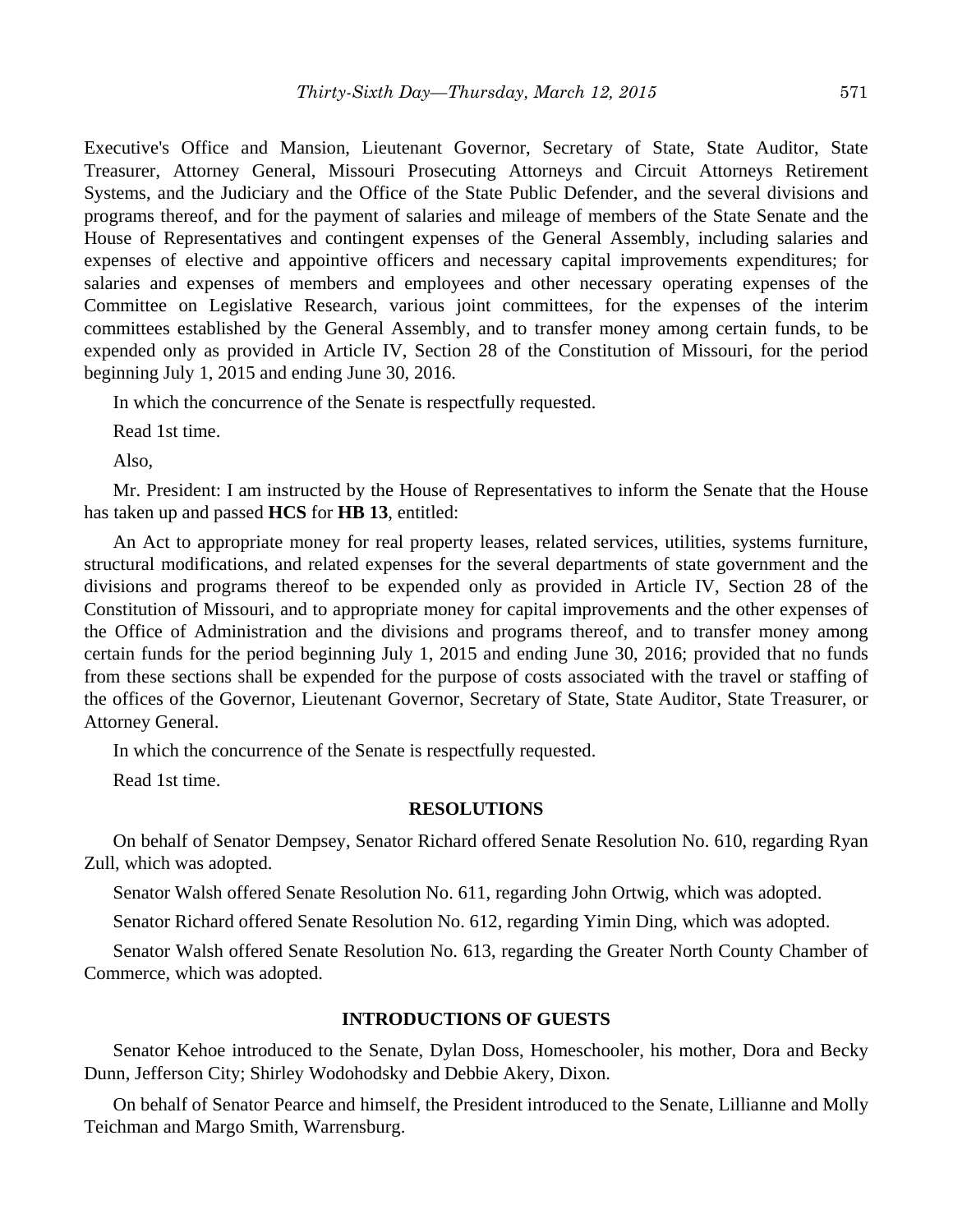Executive's Office and Mansion, Lieutenant Governor, Secretary of State, State Auditor, State Treasurer, Attorney General, Missouri Prosecuting Attorneys and Circuit Attorneys Retirement Systems, and the Judiciary and the Office of the State Public Defender, and the several divisions and programs thereof, and for the payment of salaries and mileage of members of the State Senate and the House of Representatives and contingent expenses of the General Assembly, including salaries and expenses of elective and appointive officers and necessary capital improvements expenditures; for salaries and expenses of members and employees and other necessary operating expenses of the Committee on Legislative Research, various joint committees, for the expenses of the interim committees established by the General Assembly, and to transfer money among certain funds, to be expended only as provided in Article IV, Section 28 of the Constitution of Missouri, for the period beginning July 1, 2015 and ending June 30, 2016.

In which the concurrence of the Senate is respectfully requested.

Read 1st time.

Also,

Mr. President: I am instructed by the House of Representatives to inform the Senate that the House has taken up and passed **HCS** for **HB 13**, entitled:

An Act to appropriate money for real property leases, related services, utilities, systems furniture, structural modifications, and related expenses for the several departments of state government and the divisions and programs thereof to be expended only as provided in Article IV, Section 28 of the Constitution of Missouri, and to appropriate money for capital improvements and the other expenses of the Office of Administration and the divisions and programs thereof, and to transfer money among certain funds for the period beginning July 1, 2015 and ending June 30, 2016; provided that no funds from these sections shall be expended for the purpose of costs associated with the travel or staffing of the offices of the Governor, Lieutenant Governor, Secretary of State, State Auditor, State Treasurer, or Attorney General.

In which the concurrence of the Senate is respectfully requested.

Read 1st time.

## RESOLUTIONS

On behalf of Senator Dempsey, Senator Richard offered Senate Resolution No. 610, regarding Ryan Zull, which was adopted.

Senator Walsh offered Senate Resolution No. 611, regarding John Ortwig, which was adopted.

Senator Richard offered Senate Resolution No. 612, regarding Yimin Ding, which was adopted.

Senator Walsh offered Senate Resolution No. 613, regarding the Greater North County Chamber of Commerce, which was adopted.

## INTRODUCTIONS OF GUESTS

Senator Kehoe introduced to the Senate, Dylan Doss, Homeschooler, his mother, Dora and Becky Dunn, Jefferson City; Shirley Wodohodsky and Debbie Akery, Dixon.

On behalf of Senator Pearce and himself, the President introduced to the Senate, Lillianne and Molly Teichman and Margo Smith, Warrensburg.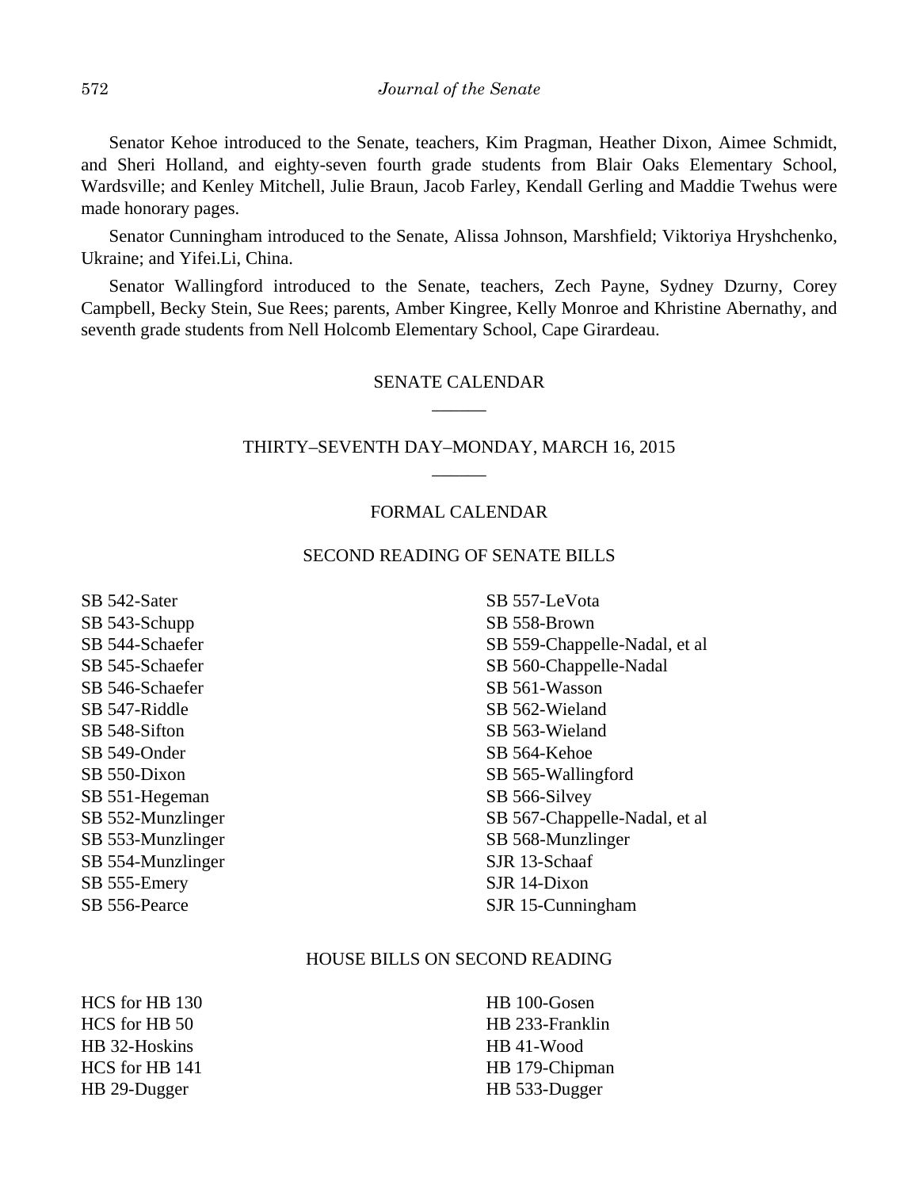Senator Kehoe introduced to the Senate, teachers, Kim Pragman, Heather Dixon, Aimee Schmidt, and Sheri Holland, and eighty-seven fourth grade students from Blair Oaks Elementary School, Wardsville; and Kenley Mitchell, Julie Braun, Jacob Farley, Kendall Gerling and Maddie Twehus were made honorary pages.

Senator Cunningham introduced to the Senate, Alissa Johnson, Marshfield; Viktoriya Hryshchenko, Ukraine; and Yifei.Li, China.

Senator Wallingford introduced to the Senate, teachers, Zech Payne, Sydney Dzurny, Corey Campbell, Becky Stein, Sue Rees; parents, Amber Kingree, Kelly Monroe and Khristine Abernathy, and seventh grade students from Nell Holcomb Elementary School, Cape Girardeau.

## SENATE CALENDAR

## THIRTY–SEVENTH DAY–MONDAY, MARCH 16, 2015

### FORMAL CALENDAR

### SECOND READING OF SENATE BILLS

SB 542-Sater
SB 543-Schupp
SB 544-Schaefer
SB 545-Schaefer
SB 546-Schaefer
SB 547-Riddle
SB 548-Sifton
SB 549-Onder
SB 550-Dixon
SB 551-Hegeman
SB 552-Munzlinger
SB 553-Munzlinger
SB 554-Munzlinger
SB 555-Emery
SB 556-Pearce
SB 557-LeVota
SB 558-Brown
SB 559-Chappelle-Nadal, et al
SB 560-Chappelle-Nadal
SB 561-Wasson
SB 562-Wieland
SB 563-Wieland
SB 564-Kehoe
SB 565-Wallingford
SB 566-Silvey
SB 567-Chappelle-Nadal, et al
SB 568-Munzlinger
SJR 13-Schaaf
SJR 14-Dixon
SJR 15-Cunningham

### HOUSE BILLS ON SECOND READING

HCS for HB 130
HCS for HB 50
HB 32-Hoskins
HCS for HB 141
HB 29-Dugger
HB 100-Gosen
HB 233-Franklin
HB 41-Wood
HB 179-Chipman
HB 533-Dugger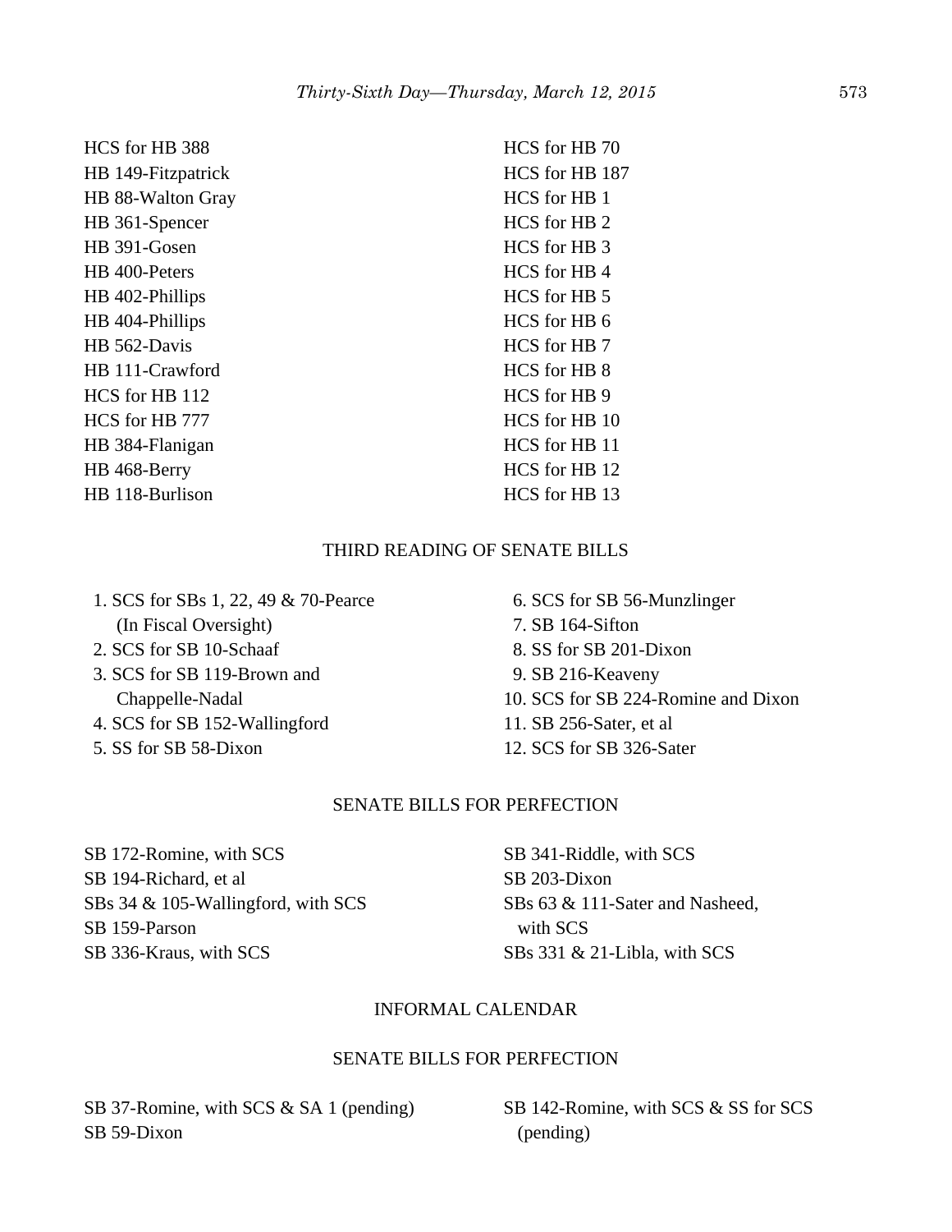HCS for HB 388
HB 149-Fitzpatrick
HB 88-Walton Gray
HB 361-Spencer
HB 391-Gosen
HB 400-Peters
HB 402-Phillips
HB 404-Phillips
HB 562-Davis
HB 111-Crawford
HCS for HB 112
HCS for HB 777
HB 384-Flanigan
HB 468-Berry
HB 118-Burlison
HCS for HB 70
HCS for HB 187
HCS for HB 1
HCS for HB 2
HCS for HB 3
HCS for HB 4
HCS for HB 5
HCS for HB 6
HCS for HB 7
HCS for HB 8
HCS for HB 9
HCS for HB 10
HCS for HB 11
HCS for HB 12
HCS for HB 13

## THIRD READING OF SENATE BILLS

1. SCS for SBs 1, 22, 49 & 70-Pearce (In Fiscal Oversight)
2. SCS for SB 10-Schaaf
3. SCS for SB 119-Brown and Chappelle-Nadal
4. SCS for SB 152-Wallingford
5. SS for SB 58-Dixon
6. SCS for SB 56-Munzlinger
7. SB 164-Sifton
8. SS for SB 201-Dixon
9. SB 216-Keaveny
10. SCS for SB 224-Romine and Dixon
11. SB 256-Sater, et al
12. SCS for SB 326-Sater

## SENATE BILLS FOR PERFECTION

SB 172-Romine, with SCS
SB 194-Richard, et al
SBs 34 & 105-Wallingford, with SCS
SB 159-Parson
SB 336-Kraus, with SCS
SB 341-Riddle, with SCS
SB 203-Dixon
SBs 63 & 111-Sater and Nasheed, with SCS
SBs 331 & 21-Libla, with SCS

## INFORMAL CALENDAR

## SENATE BILLS FOR PERFECTION

SB 37-Romine, with SCS & SA 1 (pending)
SB 59-Dixon
SB 142-Romine, with SCS & SS for SCS (pending)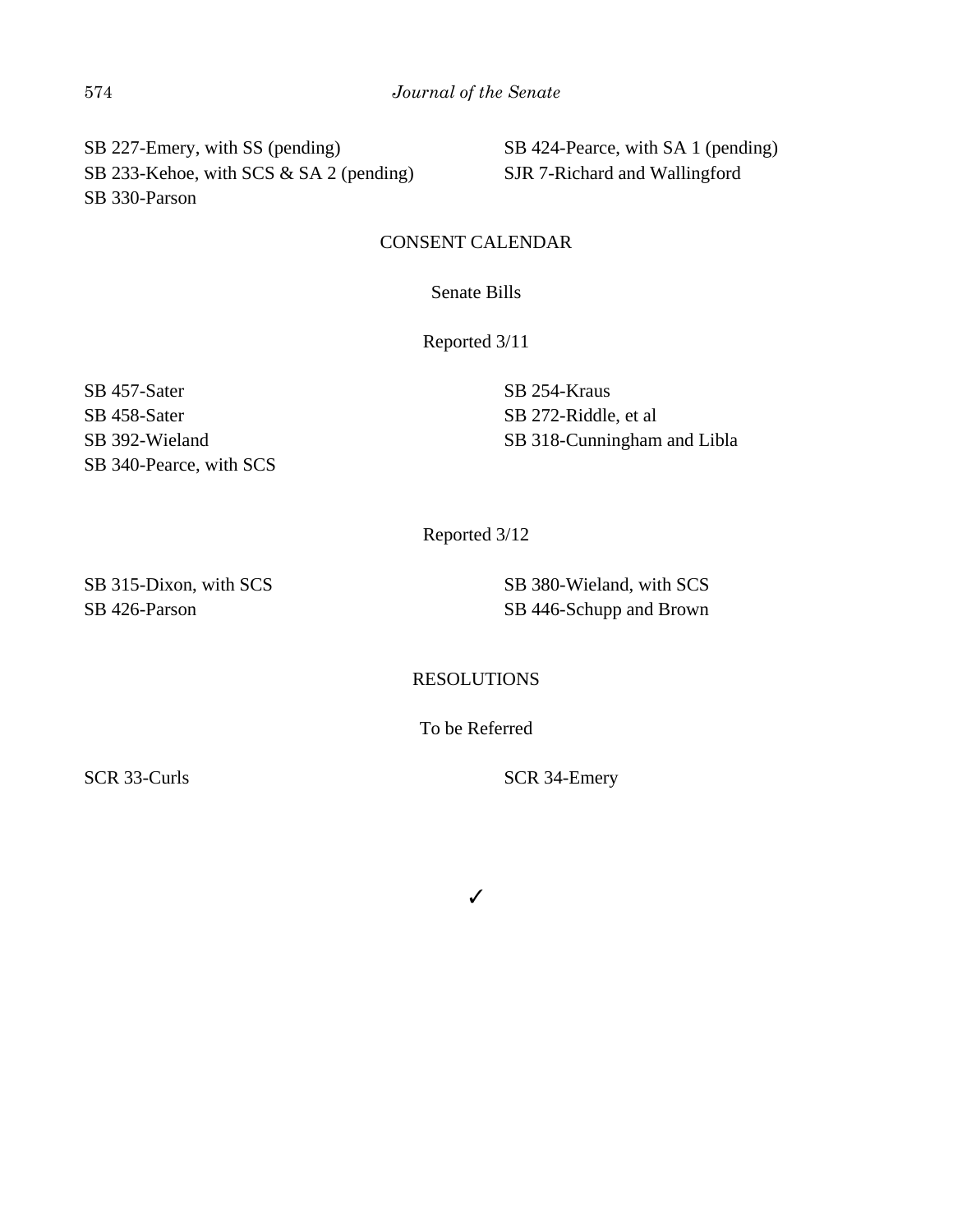SB 227-Emery, with SS (pending)
SB 233-Kehoe, with SCS & SA 2 (pending)
SB 330-Parson
SB 424-Pearce, with SA 1 (pending)
SJR 7-Richard and Wallingford

CONSENT CALENDAR

Senate Bills

Reported 3/11

SB 457-Sater
SB 458-Sater
SB 392-Wieland
SB 340-Pearce, with SCS
SB 254-Kraus
SB 272-Riddle, et al
SB 318-Cunningham and Libla

Reported 3/12

SB 315-Dixon, with SCS
SB 426-Parson
SB 380-Wieland, with SCS
SB 446-Schupp and Brown

RESOLUTIONS

To be Referred

SCR 33-Curls
SCR 34-Emery

✓